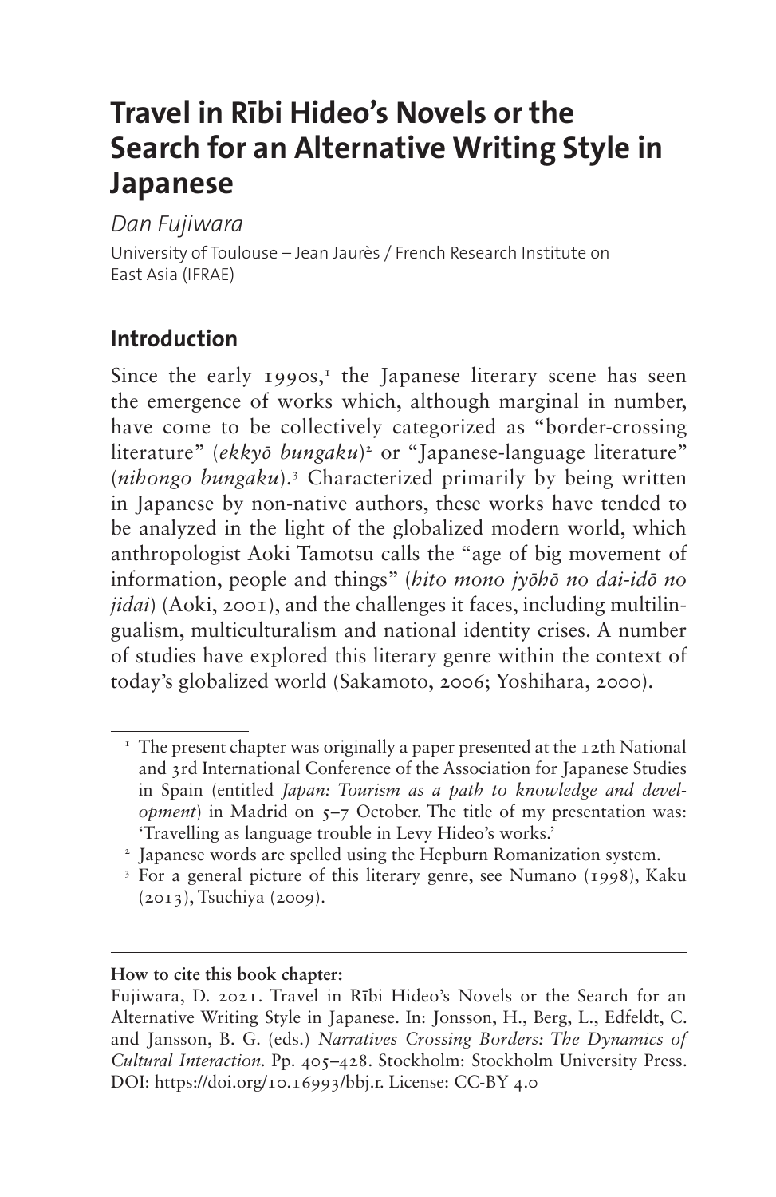# Travel in Rībi Hideo's Novels or the Search for an Alternative Writing Style in Japanese

*Dan Fujiwara*

University of Toulouse – Jean Jaurès / French Research Institute on East Asia (IFRAE)

## Introduction

Since the early 1990s,[1] the Japanese literary scene has seen the emergence of works which, although marginal in number, have come to be collectively categorized as "border-crossing literature" (*ekkyō bungaku*)[2] or "Japanese-language literature" (*nihongo bungaku*).[3] Characterized primarily by being written in Japanese by non-native authors, these works have tended to be analyzed in the light of the globalized modern world, which anthropologist Aoki Tamotsu calls the "age of big movement of information, people and things" (*hito mono jyōhō no dai-idō no jidai*) (Aoki, 2001), and the challenges it faces, including multilingualism, multiculturalism and national identity crises. A number of studies have explored this literary genre within the context of today's globalized world (Sakamoto, 2006; Yoshihara, 2000).

---

[1] The present chapter was originally a paper presented at the 12th National and 3rd International Conference of the Association for Japanese Studies in Spain (entitled *Japan: Tourism as a path to knowledge and development*) in Madrid on 5–7 October. The title of my presentation was: 'Travelling as language trouble in Levy Hideo's works.'

[2] Japanese words are spelled using the Hepburn Romanization system.

[3] For a general picture of this literary genre, see Numano (1998), Kaku (2013), Tsuchiya (2009).

---

**How to cite this book chapter:**

Fujiwara, D. 2021. Travel in Rībi Hideo's Novels or the Search for an Alternative Writing Style in Japanese. In: Jonsson, H., Berg, L., Edfeldt, C. and Jansson, B. G. (eds.) *Narratives Crossing Borders: The Dynamics of Cultural Interaction*. Pp. 405–428. Stockholm: Stockholm University Press. DOI: https://doi.org/10.16993/bbj.r. License: CC-BY 4.0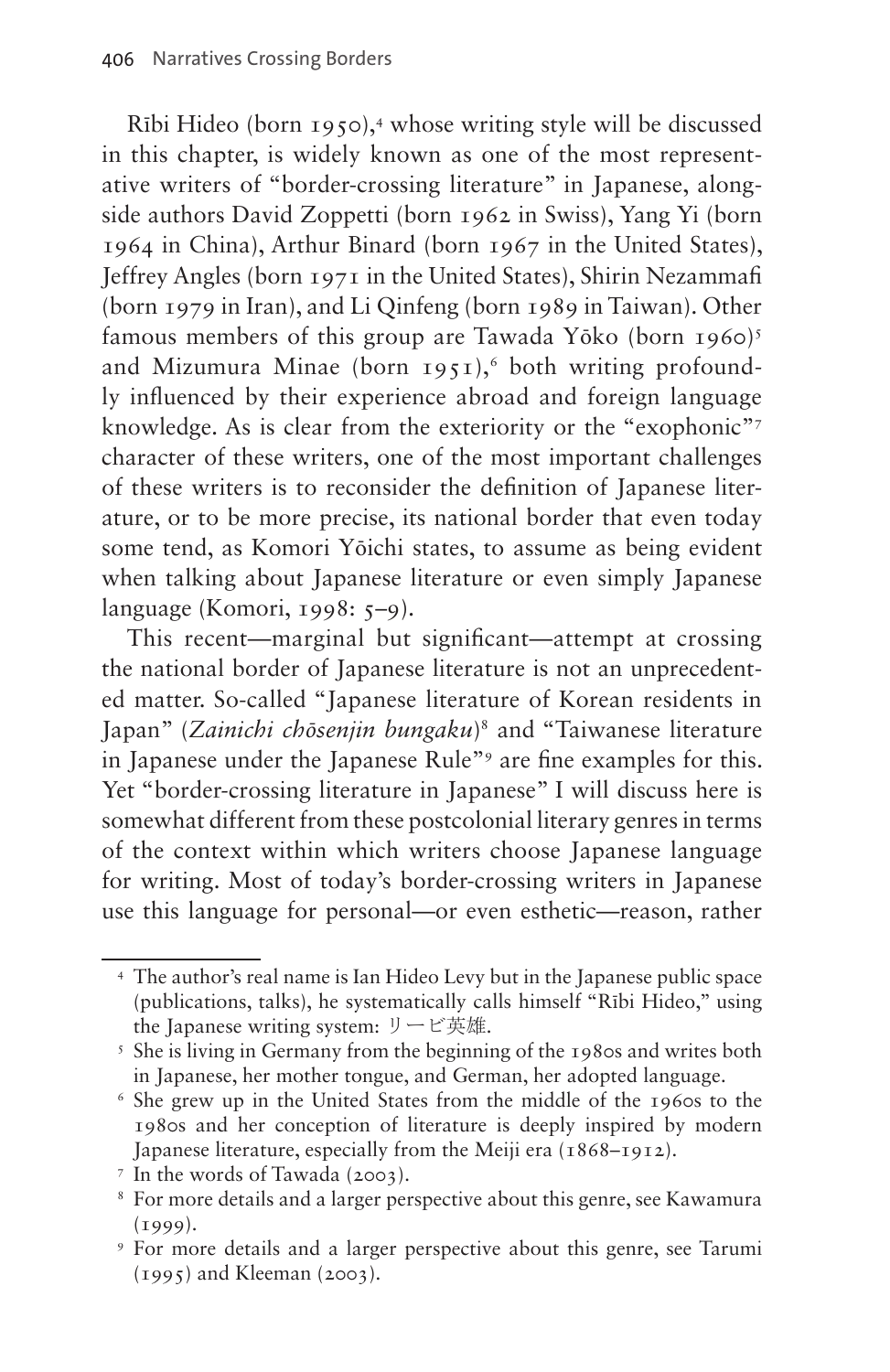Rībi Hideo (born 1950),[4] whose writing style will be discussed in this chapter, is widely known as one of the most representative writers of "border-crossing literature" in Japanese, alongside authors David Zoppetti (born 1962 in Swiss), Yang Yi (born 1964 in China), Arthur Binard (born 1967 in the United States), Jeffrey Angles (born 1971 in the United States), Shirin Nezammafi (born 1979 in Iran), and Li Qinfeng (born 1989 in Taiwan). Other famous members of this group are Tawada Yōko (born 1960)[5] and Mizumura Minae (born 1951),[6] both writing profoundly influenced by their experience abroad and foreign language knowledge. As is clear from the exteriority or the "exophonic"[7] character of these writers, one of the most important challenges of these writers is to reconsider the definition of Japanese literature, or to be more precise, its national border that even today some tend, as Komori Yōichi states, to assume as being evident when talking about Japanese literature or even simply Japanese language (Komori, 1998: 5–9).

This recent—marginal but significant—attempt at crossing the national border of Japanese literature is not an unprecedented matter. So-called "Japanese literature of Korean residents in Japan" (*Zainichi chōsenjin bungaku*)[8] and "Taiwanese literature in Japanese under the Japanese Rule"[9] are fine examples for this. Yet "border-crossing literature in Japanese" I will discuss here is somewhat different from these postcolonial literary genres in terms of the context within which writers choose Japanese language for writing. Most of today's border-crossing writers in Japanese use this language for personal—or even esthetic—reason, rather

---

[4] The author's real name is Ian Hideo Levy but in the Japanese public space (publications, talks), he systematically calls himself "Rībi Hideo," using the Japanese writing system: リービ英雄.

[5] She is living in Germany from the beginning of the 1980s and writes both in Japanese, her mother tongue, and German, her adopted language.

[6] She grew up in the United States from the middle of the 1960s to the 1980s and her conception of literature is deeply inspired by modern Japanese literature, especially from the Meiji era (1868–1912).

[7] In the words of Tawada (2003).

[8] For more details and a larger perspective about this genre, see Kawamura (1999).

[9] For more details and a larger perspective about this genre, see Tarumi (1995) and Kleeman (2003).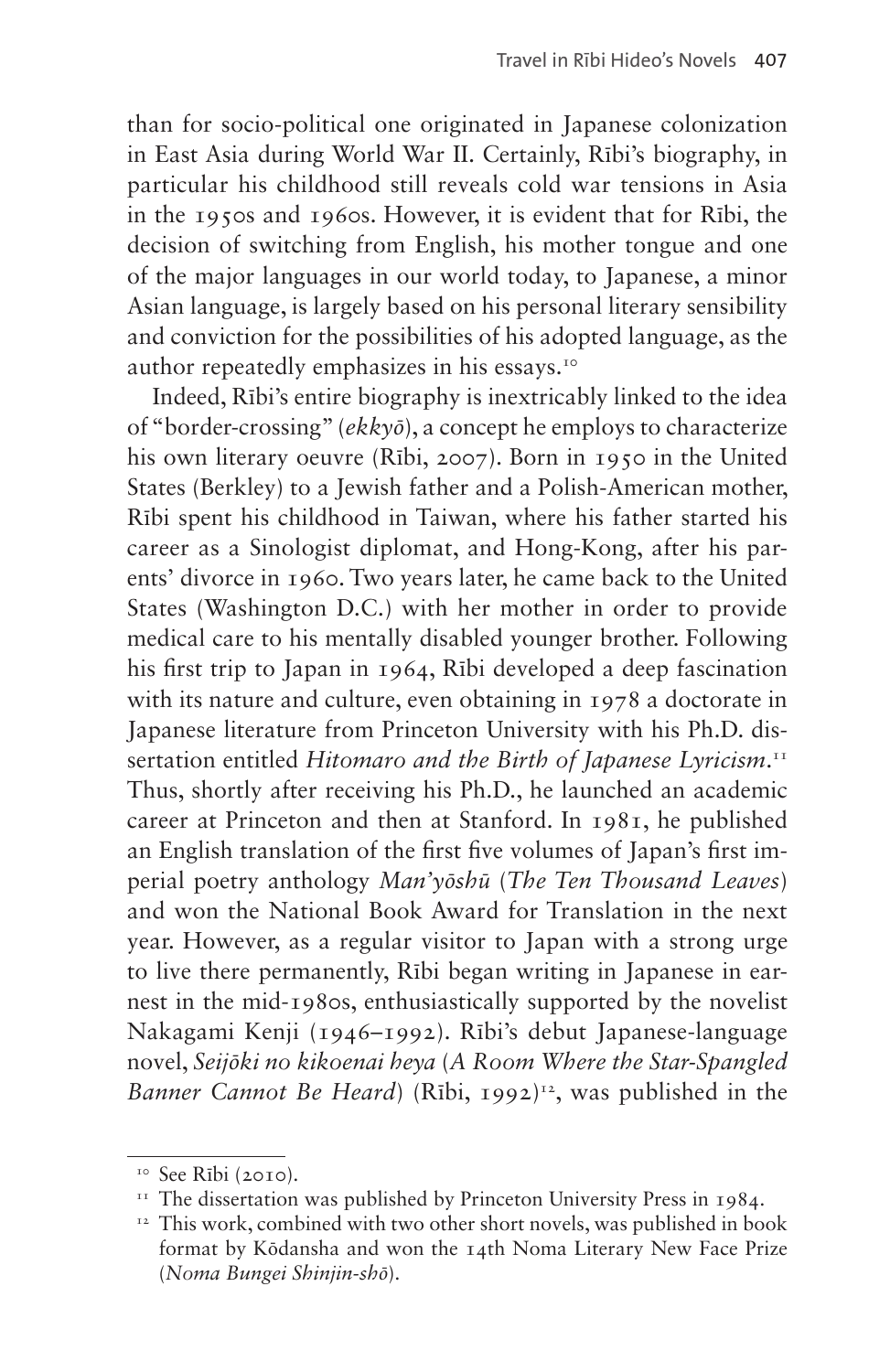than for socio-political one originated in Japanese colonization in East Asia during World War II. Certainly, Rībi's biography, in particular his childhood still reveals cold war tensions in Asia in the 1950s and 1960s. However, it is evident that for Rībi, the decision of switching from English, his mother tongue and one of the major languages in our world today, to Japanese, a minor Asian language, is largely based on his personal literary sensibility and conviction for the possibilities of his adopted language, as the author repeatedly emphasizes in his essays.[10]

Indeed, Rībi's entire biography is inextricably linked to the idea of "border-crossing" (*ekkyō*), a concept he employs to characterize his own literary oeuvre (Rībi, 2007). Born in 1950 in the United States (Berkley) to a Jewish father and a Polish-American mother, Rībi spent his childhood in Taiwan, where his father started his career as a Sinologist diplomat, and Hong-Kong, after his parents' divorce in 1960. Two years later, he came back to the United States (Washington D.C.) with her mother in order to provide medical care to his mentally disabled younger brother. Following his first trip to Japan in 1964, Rībi developed a deep fascination with its nature and culture, even obtaining in 1978 a doctorate in Japanese literature from Princeton University with his Ph.D. dissertation entitled *Hitomaro and the Birth of Japanese Lyricism*.[11] Thus, shortly after receiving his Ph.D., he launched an academic career at Princeton and then at Stanford. In 1981, he published an English translation of the first five volumes of Japan's first imperial poetry anthology *Man'yōshū* (*The Ten Thousand Leaves*) and won the National Book Award for Translation in the next year. However, as a regular visitor to Japan with a strong urge to live there permanently, Rībi began writing in Japanese in earnest in the mid-1980s, enthusiastically supported by the novelist Nakagami Kenji (1946–1992). Rībi's debut Japanese-language novel, *Seijōki no kikoenai heya* (*A Room Where the Star-Spangled Banner Cannot Be Heard*) (Rībi, 1992)[12], was published in the

[10] See Rībi (2010).

[11] The dissertation was published by Princeton University Press in 1984.

[12] This work, combined with two other short novels, was published in book format by Kōdansha and won the 14th Noma Literary New Face Prize (*Noma Bungei Shinjin-shō*).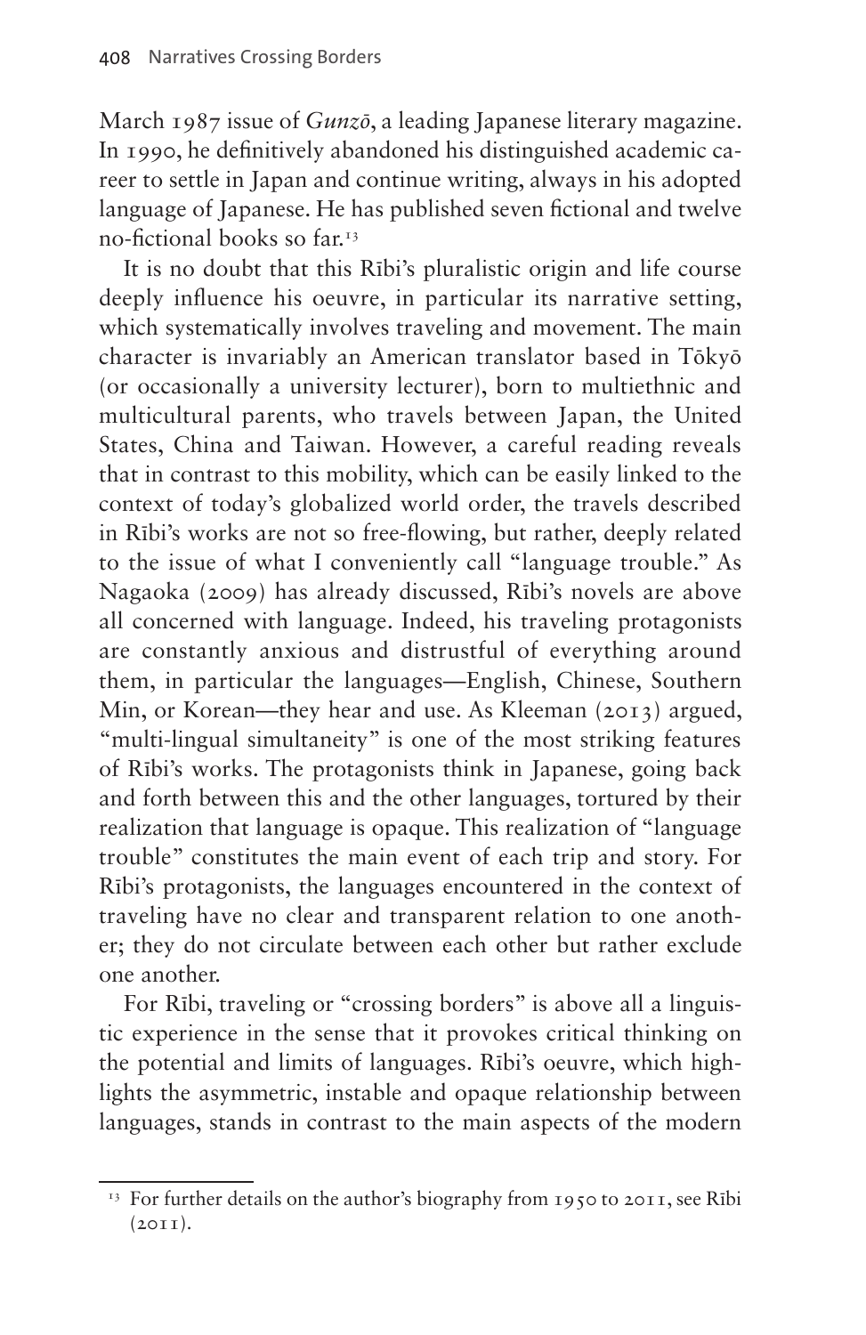March 1987 issue of *Gunzō*, a leading Japanese literary magazine. In 1990, he definitively abandoned his distinguished academic career to settle in Japan and continue writing, always in his adopted language of Japanese. He has published seven fictional and twelve no-fictional books so far.[13]

It is no doubt that this Rībi's pluralistic origin and life course deeply influence his oeuvre, in particular its narrative setting, which systematically involves traveling and movement. The main character is invariably an American translator based in Tōkyō (or occasionally a university lecturer), born to multiethnic and multicultural parents, who travels between Japan, the United States, China and Taiwan. However, a careful reading reveals that in contrast to this mobility, which can be easily linked to the context of today's globalized world order, the travels described in Rībi's works are not so free-flowing, but rather, deeply related to the issue of what I conveniently call "language trouble." As Nagaoka (2009) has already discussed, Rībi's novels are above all concerned with language. Indeed, his traveling protagonists are constantly anxious and distrustful of everything around them, in particular the languages—English, Chinese, Southern Min, or Korean—they hear and use. As Kleeman (2013) argued, "multi-lingual simultaneity" is one of the most striking features of Rībi's works. The protagonists think in Japanese, going back and forth between this and the other languages, tortured by their realization that language is opaque. This realization of "language trouble" constitutes the main event of each trip and story. For Rībi's protagonists, the languages encountered in the context of traveling have no clear and transparent relation to one another; they do not circulate between each other but rather exclude one another.

For Rībi, traveling or "crossing borders" is above all a linguistic experience in the sense that it provokes critical thinking on the potential and limits of languages. Rībi's oeuvre, which highlights the asymmetric, instable and opaque relationship between languages, stands in contrast to the main aspects of the modern

[13] For further details on the author's biography from 1950 to 2011, see Rībi (2011).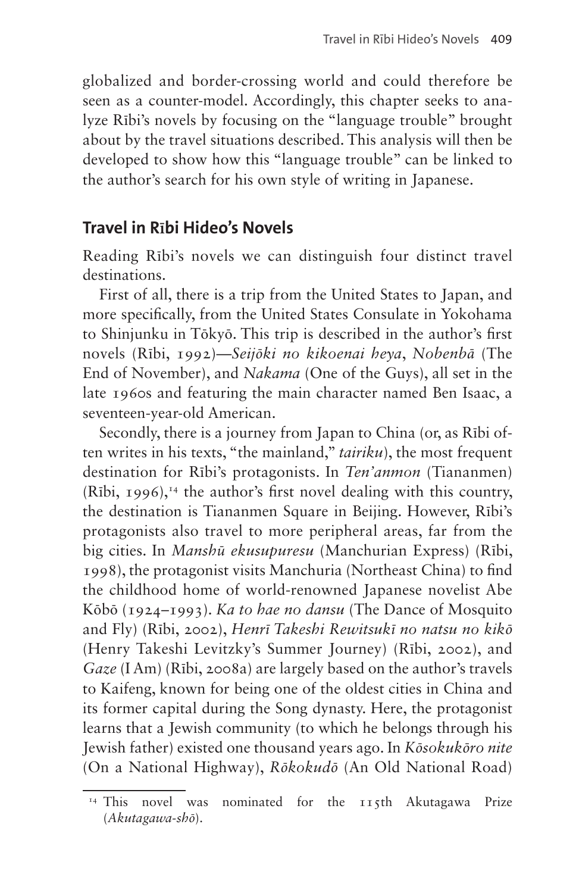globalized and border-crossing world and could therefore be seen as a counter-model. Accordingly, this chapter seeks to analyze Rībi's novels by focusing on the "language trouble" brought about by the travel situations described. This analysis will then be developed to show how this "language trouble" can be linked to the author's search for his own style of writing in Japanese.

## Travel in Rībi Hideo's Novels

Reading Rībi's novels we can distinguish four distinct travel destinations.

First of all, there is a trip from the United States to Japan, and more specifically, from the United States Consulate in Yokohama to Shinjunku in Tōkyō. This trip is described in the author's first novels (Rībi, 1992)—*Seijōki no kikoenai heya*, *Nobenbā* (The End of November), and *Nakama* (One of the Guys), all set in the late 1960s and featuring the main character named Ben Isaac, a seventeen-year-old American.

Secondly, there is a journey from Japan to China (or, as Rībi often writes in his texts, "the mainland," *tairiku*), the most frequent destination for Rībi's protagonists. In *Ten'anmon* (Tiananmen) (Rībi, 1996),[14] the author's first novel dealing with this country, the destination is Tiananmen Square in Beijing. However, Rībi's protagonists also travel to more peripheral areas, far from the big cities. In *Manshū ekusupuresu* (Manchurian Express) (Rībi, 1998), the protagonist visits Manchuria (Northeast China) to find the childhood home of world-renowned Japanese novelist Abe Kōbō (1924–1993). *Ka to hae no dansu* (The Dance of Mosquito and Fly) (Rībi, 2002), *Henrī Takeshi Rewitsukī no natsu no kikō* (Henry Takeshi Levitzky's Summer Journey) (Rībi, 2002), and *Gaze* (I Am) (Rībi, 2008a) are largely based on the author's travels to Kaifeng, known for being one of the oldest cities in China and its former capital during the Song dynasty. Here, the protagonist learns that a Jewish community (to which he belongs through his Jewish father) existed one thousand years ago. In *Kōsokukōro nite* (On a National Highway), *Rōkokudō* (An Old National Road)

[14] This novel was nominated for the 115th Akutagawa Prize (*Akutagawa-shō*).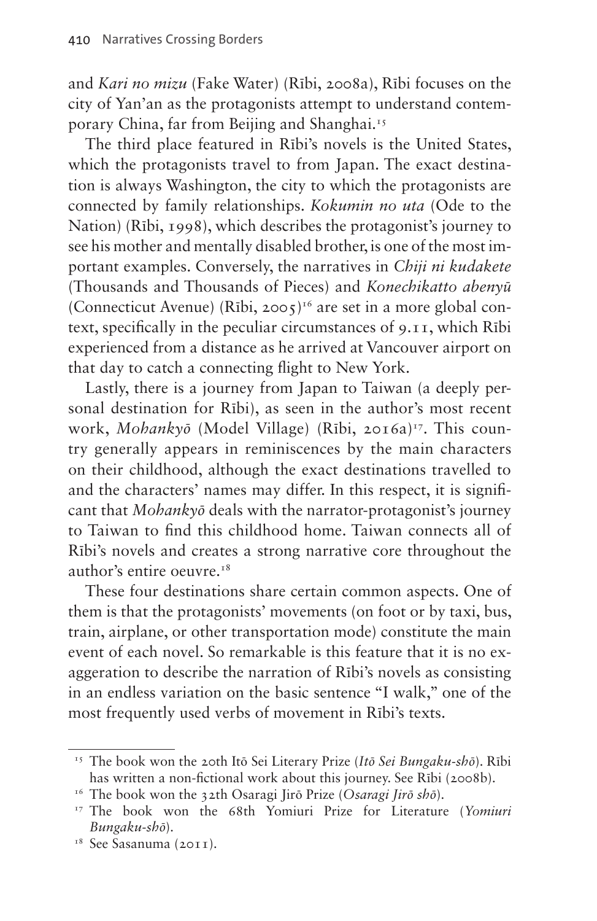and *Kari no mizu* (Fake Water) (Rībi, 2008a), Rībi focuses on the city of Yan'an as the protagonists attempt to understand contemporary China, far from Beijing and Shanghai.[15]

The third place featured in Rībi's novels is the United States, which the protagonists travel to from Japan. The exact destination is always Washington, the city to which the protagonists are connected by family relationships. *Kokumin no uta* (Ode to the Nation) (Rībi, 1998), which describes the protagonist's journey to see his mother and mentally disabled brother, is one of the most important examples. Conversely, the narratives in *Chiji ni kudakete* (Thousands and Thousands of Pieces) and *Konechikatto abenyū* (Connecticut Avenue) (Rībi, 2005)[16] are set in a more global context, specifically in the peculiar circumstances of 9.11, which Rībi experienced from a distance as he arrived at Vancouver airport on that day to catch a connecting flight to New York.

Lastly, there is a journey from Japan to Taiwan (a deeply personal destination for Rībi), as seen in the author's most recent work, *Mohankyō* (Model Village) (Rībi, 2016a)[17]. This country generally appears in reminiscences by the main characters on their childhood, although the exact destinations travelled to and the characters' names may differ. In this respect, it is significant that *Mohankyō* deals with the narrator-protagonist's journey to Taiwan to find this childhood home. Taiwan connects all of Rībi's novels and creates a strong narrative core throughout the author's entire oeuvre.[18]

These four destinations share certain common aspects. One of them is that the protagonists' movements (on foot or by taxi, bus, train, airplane, or other transportation mode) constitute the main event of each novel. So remarkable is this feature that it is no exaggeration to describe the narration of Rībi's novels as consisting in an endless variation on the basic sentence "I walk," one of the most frequently used verbs of movement in Rībi's texts.

---

[15] The book won the 20th Itō Sei Literary Prize (*Itō Sei Bungaku-shō*). Rībi has written a non-fictional work about this journey. See Rībi (2008b).

[16] The book won the 32th Osaragi Jirō Prize (*Osaragi Jirō shō*).

[17] The book won the 68th Yomiuri Prize for Literature (*Yomiuri Bungaku-shō*).

[18] See Sasanuma (2011).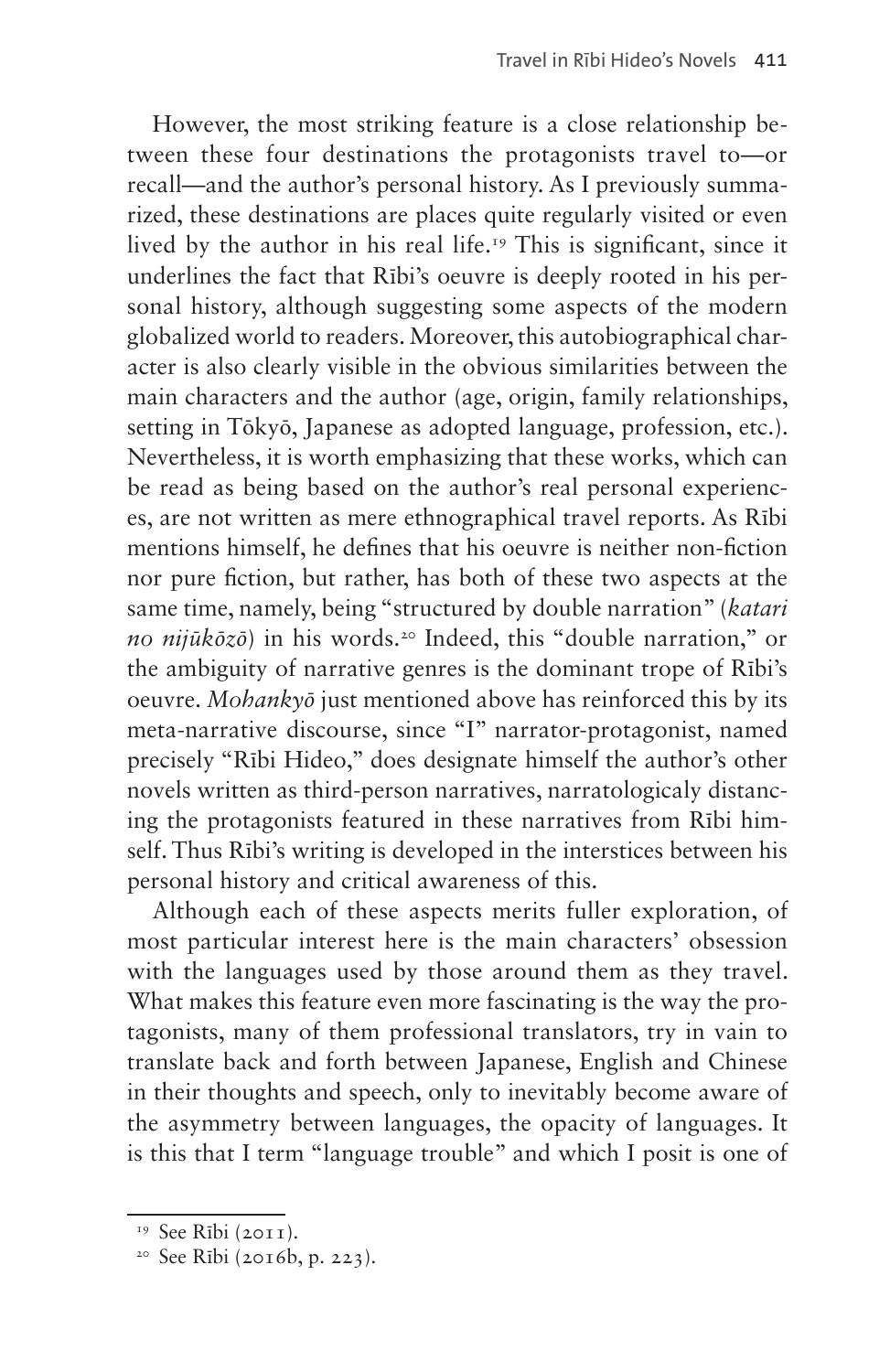However, the most striking feature is a close relationship between these four destinations the protagonists travel to—or recall—and the author's personal history. As I previously summarized, these destinations are places quite regularly visited or even lived by the author in his real life.[19] This is significant, since it underlines the fact that Rībi's oeuvre is deeply rooted in his personal history, although suggesting some aspects of the modern globalized world to readers. Moreover, this autobiographical character is also clearly visible in the obvious similarities between the main characters and the author (age, origin, family relationships, setting in Tōkyō, Japanese as adopted language, profession, etc.). Nevertheless, it is worth emphasizing that these works, which can be read as being based on the author's real personal experiences, are not written as mere ethnographical travel reports. As Rībi mentions himself, he defines that his oeuvre is neither non-fiction nor pure fiction, but rather, has both of these two aspects at the same time, namely, being "structured by double narration" (*katari no nijūkōzō*) in his words.[20] Indeed, this "double narration," or the ambiguity of narrative genres is the dominant trope of Rībi's oeuvre. *Mohankyō* just mentioned above has reinforced this by its meta-narrative discourse, since "I" narrator-protagonist, named precisely "Rībi Hideo," does designate himself the author's other novels written as third-person narratives, narratologicaly distancing the protagonists featured in these narratives from Rībi himself. Thus Rībi's writing is developed in the interstices between his personal history and critical awareness of this.

Although each of these aspects merits fuller exploration, of most particular interest here is the main characters' obsession with the languages used by those around them as they travel. What makes this feature even more fascinating is the way the protagonists, many of them professional translators, try in vain to translate back and forth between Japanese, English and Chinese in their thoughts and speech, only to inevitably become aware of the asymmetry between languages, the opacity of languages. It is this that I term "language trouble" and which I posit is one of

[19] See Rībi (2011).

[20] See Rībi (2016b, p. 223).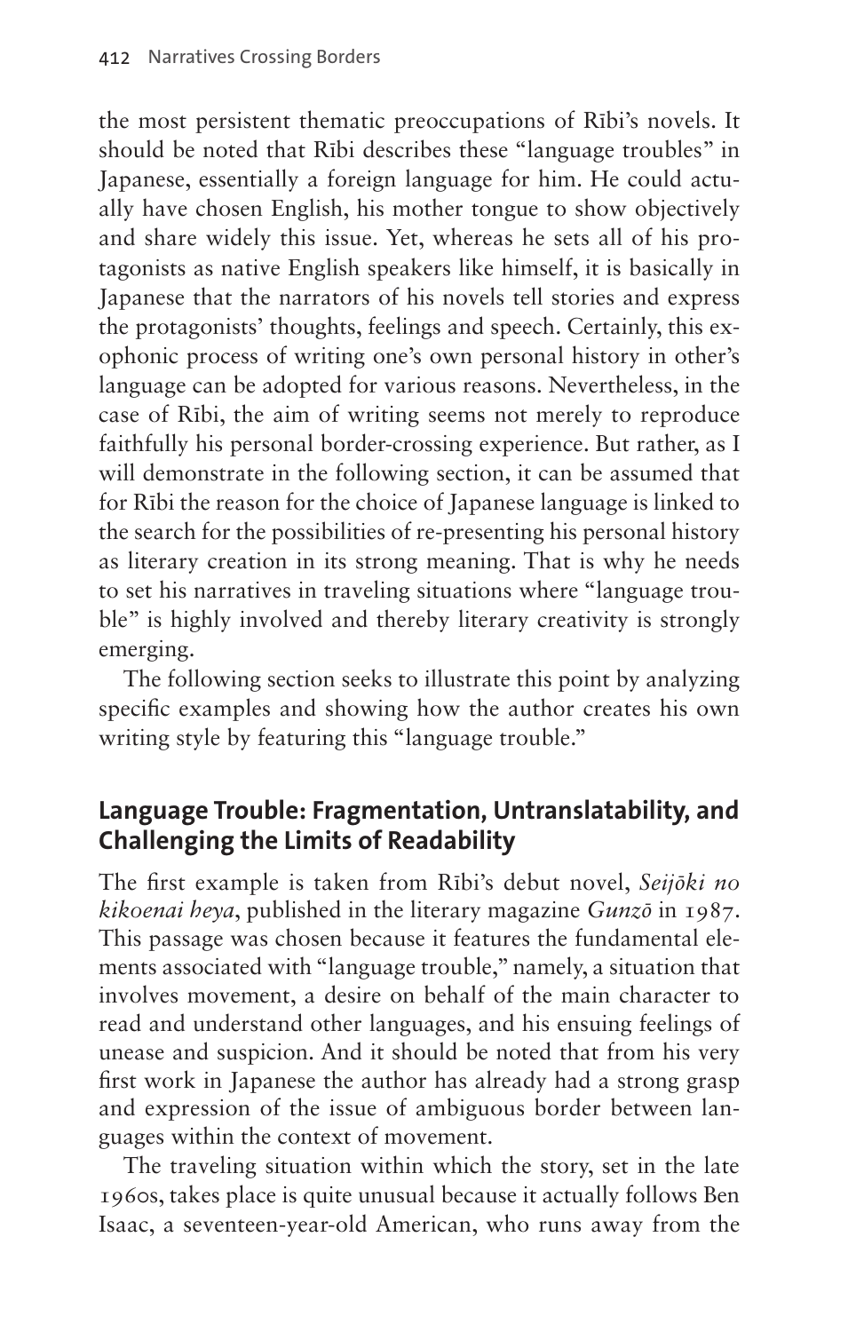the most persistent thematic preoccupations of Rībi's novels. It should be noted that Rībi describes these "language troubles" in Japanese, essentially a foreign language for him. He could actually have chosen English, his mother tongue to show objectively and share widely this issue. Yet, whereas he sets all of his protagonists as native English speakers like himself, it is basically in Japanese that the narrators of his novels tell stories and express the protagonists' thoughts, feelings and speech. Certainly, this exophonic process of writing one's own personal history in other's language can be adopted for various reasons. Nevertheless, in the case of Rībi, the aim of writing seems not merely to reproduce faithfully his personal border-crossing experience. But rather, as I will demonstrate in the following section, it can be assumed that for Rībi the reason for the choice of Japanese language is linked to the search for the possibilities of re-presenting his personal history as literary creation in its strong meaning. That is why he needs to set his narratives in traveling situations where "language trouble" is highly involved and thereby literary creativity is strongly emerging.

The following section seeks to illustrate this point by analyzing specific examples and showing how the author creates his own writing style by featuring this "language trouble."

## Language Trouble: Fragmentation, Untranslatability, and Challenging the Limits of Readability

The first example is taken from Rībi's debut novel, *Seijōki no kikoenai heya*, published in the literary magazine *Gunzō* in 1987. This passage was chosen because it features the fundamental elements associated with "language trouble," namely, a situation that involves movement, a desire on behalf of the main character to read and understand other languages, and his ensuing feelings of unease and suspicion. And it should be noted that from his very first work in Japanese the author has already had a strong grasp and expression of the issue of ambiguous border between languages within the context of movement.

The traveling situation within which the story, set in the late 1960s, takes place is quite unusual because it actually follows Ben Isaac, a seventeen-year-old American, who runs away from the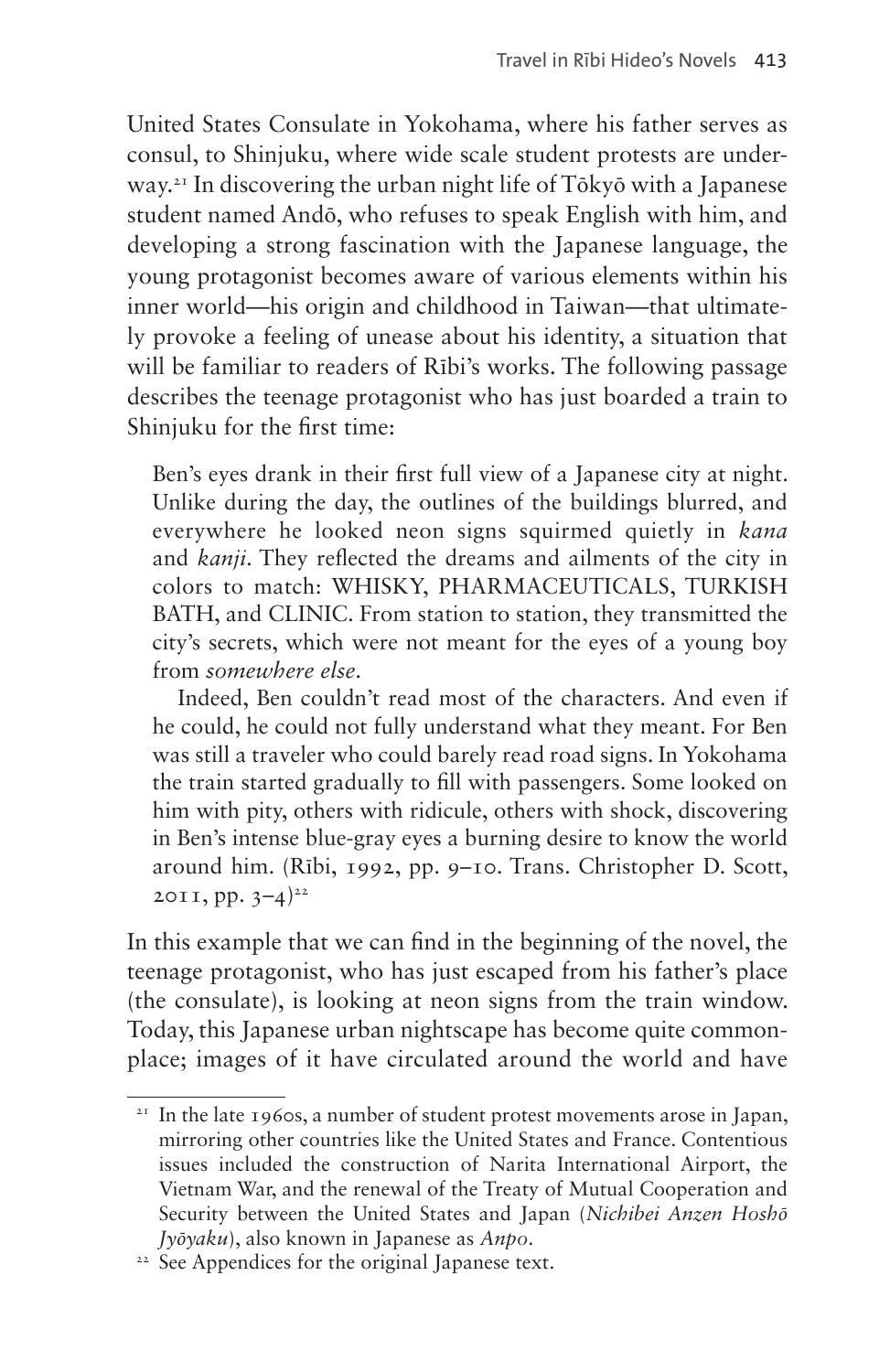United States Consulate in Yokohama, where his father serves as consul, to Shinjuku, where wide scale student protests are underway.[21] In discovering the urban night life of Tōkyō with a Japanese student named Andō, who refuses to speak English with him, and developing a strong fascination with the Japanese language, the young protagonist becomes aware of various elements within his inner world—his origin and childhood in Taiwan—that ultimately provoke a feeling of unease about his identity, a situation that will be familiar to readers of Rībi's works. The following passage describes the teenage protagonist who has just boarded a train to Shinjuku for the first time:

> Ben's eyes drank in their first full view of a Japanese city at night. Unlike during the day, the outlines of the buildings blurred, and everywhere he looked neon signs squirmed quietly in *kana* and *kanji*. They reflected the dreams and ailments of the city in colors to match: WHISKY, PHARMACEUTICALS, TURKISH BATH, and CLINIC. From station to station, they transmitted the city's secrets, which were not meant for the eyes of a young boy from *somewhere else*.
>
> Indeed, Ben couldn't read most of the characters. And even if he could, he could not fully understand what they meant. For Ben was still a traveler who could barely read road signs. In Yokohama the train started gradually to fill with passengers. Some looked on him with pity, others with ridicule, others with shock, discovering in Ben's intense blue-gray eyes a burning desire to know the world around him. (Rībi, 1992, pp. 9–10. Trans. Christopher D. Scott, 2011, pp. 3–4)[22]

In this example that we can find in the beginning of the novel, the teenage protagonist, who has just escaped from his father's place (the consulate), is looking at neon signs from the train window. Today, this Japanese urban nightscape has become quite commonplace; images of it have circulated around the world and have

[21] In the late 1960s, a number of student protest movements arose in Japan, mirroring other countries like the United States and France. Contentious issues included the construction of Narita International Airport, the Vietnam War, and the renewal of the Treaty of Mutual Cooperation and Security between the United States and Japan (*Nichibei Anzen Hoshō Jyōyaku*), also known in Japanese as *Anpo*.

[22] See Appendices for the original Japanese text.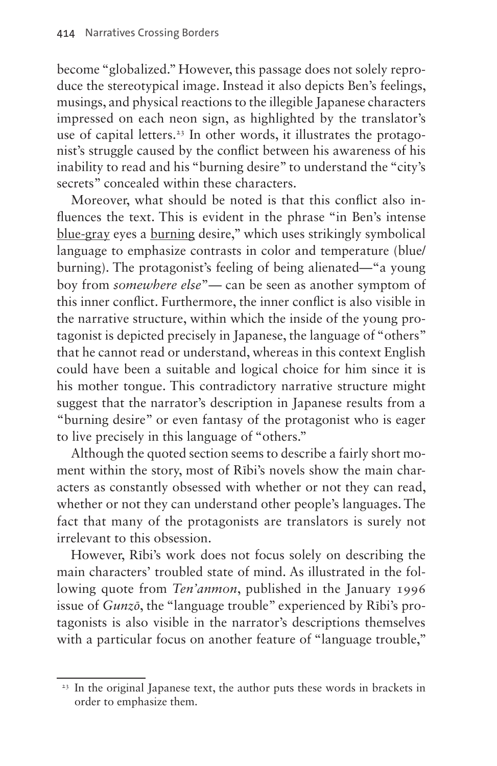become "globalized." However, this passage does not solely reproduce the stereotypical image. Instead it also depicts Ben's feelings, musings, and physical reactions to the illegible Japanese characters impressed on each neon sign, as highlighted by the translator's use of capital letters.[23] In other words, it illustrates the protagonist's struggle caused by the conflict between his awareness of his inability to read and his "burning desire" to understand the "city's secrets" concealed within these characters.

Moreover, what should be noted is that this conflict also influences the text. This is evident in the phrase "in Ben's intense <u>blue-gray</u> eyes a <u>burning</u> desire," which uses strikingly symbolical language to emphasize contrasts in color and temperature (blue/burning). The protagonist's feeling of being alienated—"a young boy from *somewhere else*"— can be seen as another symptom of this inner conflict. Furthermore, the inner conflict is also visible in the narrative structure, within which the inside of the young protagonist is depicted precisely in Japanese, the language of "others" that he cannot read or understand, whereas in this context English could have been a suitable and logical choice for him since it is his mother tongue. This contradictory narrative structure might suggest that the narrator's description in Japanese results from a "burning desire" or even fantasy of the protagonist who is eager to live precisely in this language of "others."

Although the quoted section seems to describe a fairly short moment within the story, most of Rībi's novels show the main characters as constantly obsessed with whether or not they can read, whether or not they can understand other people's languages. The fact that many of the protagonists are translators is surely not irrelevant to this obsession.

However, Rībi's work does not focus solely on describing the main characters' troubled state of mind. As illustrated in the following quote from *Ten'anmon*, published in the January 1996 issue of *Gunzō*, the "language trouble" experienced by Rībi's protagonists is also visible in the narrator's descriptions themselves with a particular focus on another feature of "language trouble,"

[23] In the original Japanese text, the author puts these words in brackets in order to emphasize them.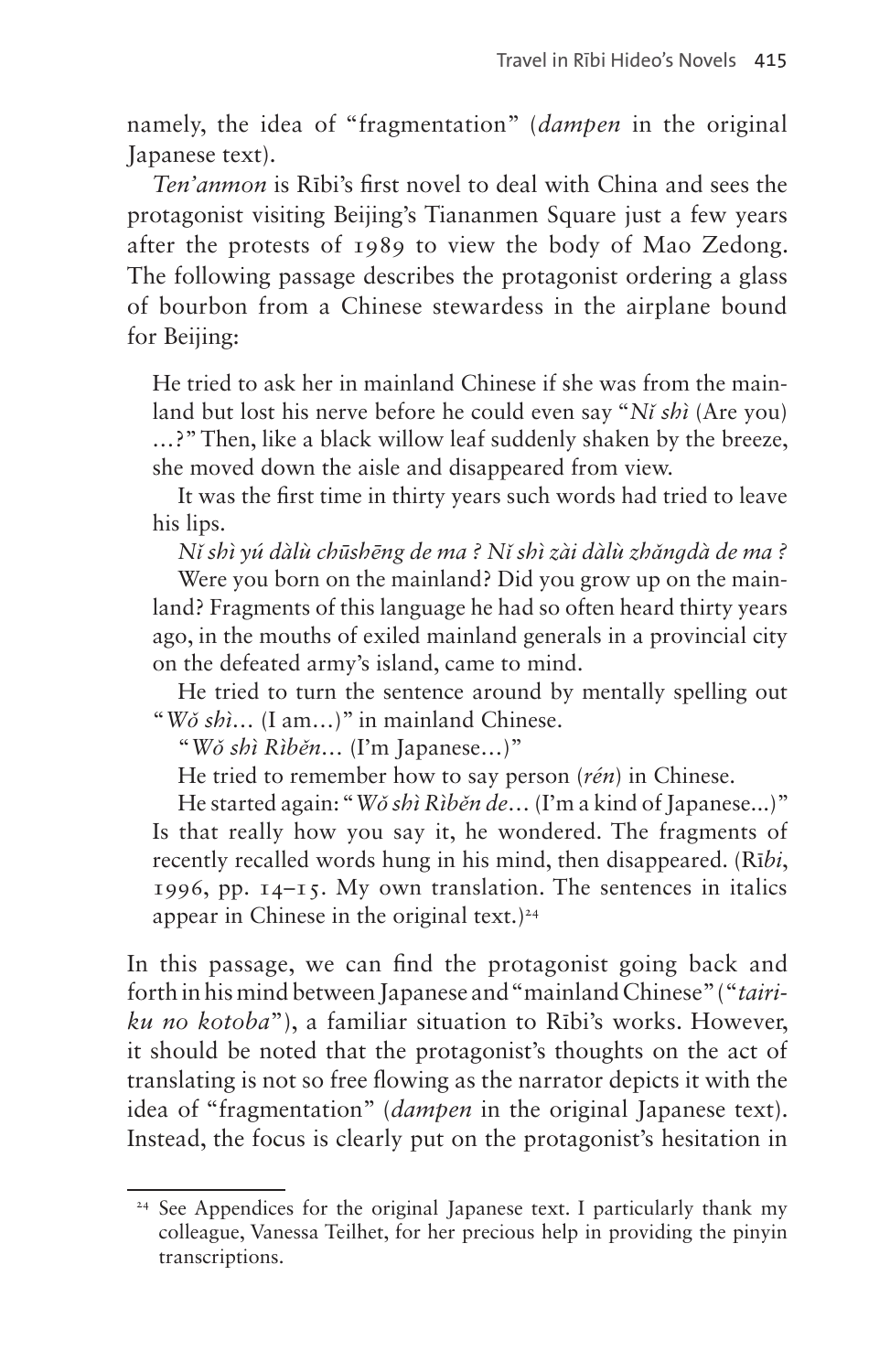namely, the idea of "fragmentation" (*dampen* in the original Japanese text).

*Ten'anmon* is Rībi's first novel to deal with China and sees the protagonist visiting Beijing's Tiananmen Square just a few years after the protests of 1989 to view the body of Mao Zedong. The following passage describes the protagonist ordering a glass of bourbon from a Chinese stewardess in the airplane bound for Beijing:

> He tried to ask her in mainland Chinese if she was from the mainland but lost his nerve before he could even say "*Nǐ shì* (Are you) …?" Then, like a black willow leaf suddenly shaken by the breeze, she moved down the aisle and disappeared from view.
>
> It was the first time in thirty years such words had tried to leave his lips.
>
> *Nǐ shì yú dàlù chūshēng de ma ? Nǐ shì zài dàlù zhǎngdà de ma ?*
>
> Were you born on the mainland? Did you grow up on the mainland? Fragments of this language he had so often heard thirty years ago, in the mouths of exiled mainland generals in a provincial city on the defeated army's island, came to mind.
>
> He tried to turn the sentence around by mentally spelling out "*Wǒ shì…* (I am…)" in mainland Chinese.
>
> "*Wǒ shì Rìběn…* (I'm Japanese…)"
>
> He tried to remember how to say person (*rén*) in Chinese.
>
> He started again: "*Wǒ shì Rìběn de…* (I'm a kind of Japanese...)" Is that really how you say it, he wondered. The fragments of recently recalled words hung in his mind, then disappeared. (Rī*bi*, 1996, pp. 14–15. My own translation. The sentences in italics appear in Chinese in the original text.)[24]

In this passage, we can find the protagonist going back and forth in his mind between Japanese and "mainland Chinese" ("*tairiku no kotoba*"), a familiar situation to Rībi's works. However, it should be noted that the protagonist's thoughts on the act of translating is not so free flowing as the narrator depicts it with the idea of "fragmentation" (*dampen* in the original Japanese text). Instead, the focus is clearly put on the protagonist's hesitation in

---

[24] See Appendices for the original Japanese text. I particularly thank my colleague, Vanessa Teilhet, for her precious help in providing the pinyin transcriptions.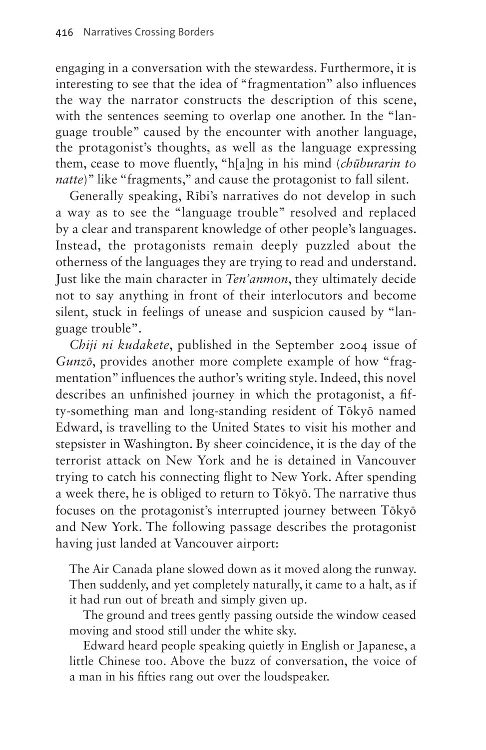engaging in a conversation with the stewardess. Furthermore, it is interesting to see that the idea of "fragmentation" also influences the way the narrator constructs the description of this scene, with the sentences seeming to overlap one another. In the "language trouble" caused by the encounter with another language, the protagonist's thoughts, as well as the language expressing them, cease to move fluently, "h[a]ng in his mind (*chūburarin to natte*)" like "fragments," and cause the protagonist to fall silent.

Generally speaking, Rībi's narratives do not develop in such a way as to see the "language trouble" resolved and replaced by a clear and transparent knowledge of other people's languages. Instead, the protagonists remain deeply puzzled about the otherness of the languages they are trying to read and understand. Just like the main character in *Ten'anmon*, they ultimately decide not to say anything in front of their interlocutors and become silent, stuck in feelings of unease and suspicion caused by "language trouble".

*Chiji ni kudakete*, published in the September 2004 issue of *Gunzō*, provides another more complete example of how "fragmentation" influences the author's writing style. Indeed, this novel describes an unfinished journey in which the protagonist, a fifty-something man and long-standing resident of Tōkyō named Edward, is travelling to the United States to visit his mother and stepsister in Washington. By sheer coincidence, it is the day of the terrorist attack on New York and he is detained in Vancouver trying to catch his connecting flight to New York. After spending a week there, he is obliged to return to Tōkyō. The narrative thus focuses on the protagonist's interrupted journey between Tōkyō and New York. The following passage describes the protagonist having just landed at Vancouver airport:

> The Air Canada plane slowed down as it moved along the runway. Then suddenly, and yet completely naturally, it came to a halt, as if it had run out of breath and simply given up.
>
> The ground and trees gently passing outside the window ceased moving and stood still under the white sky.
>
> Edward heard people speaking quietly in English or Japanese, a little Chinese too. Above the buzz of conversation, the voice of a man in his fifties rang out over the loudspeaker.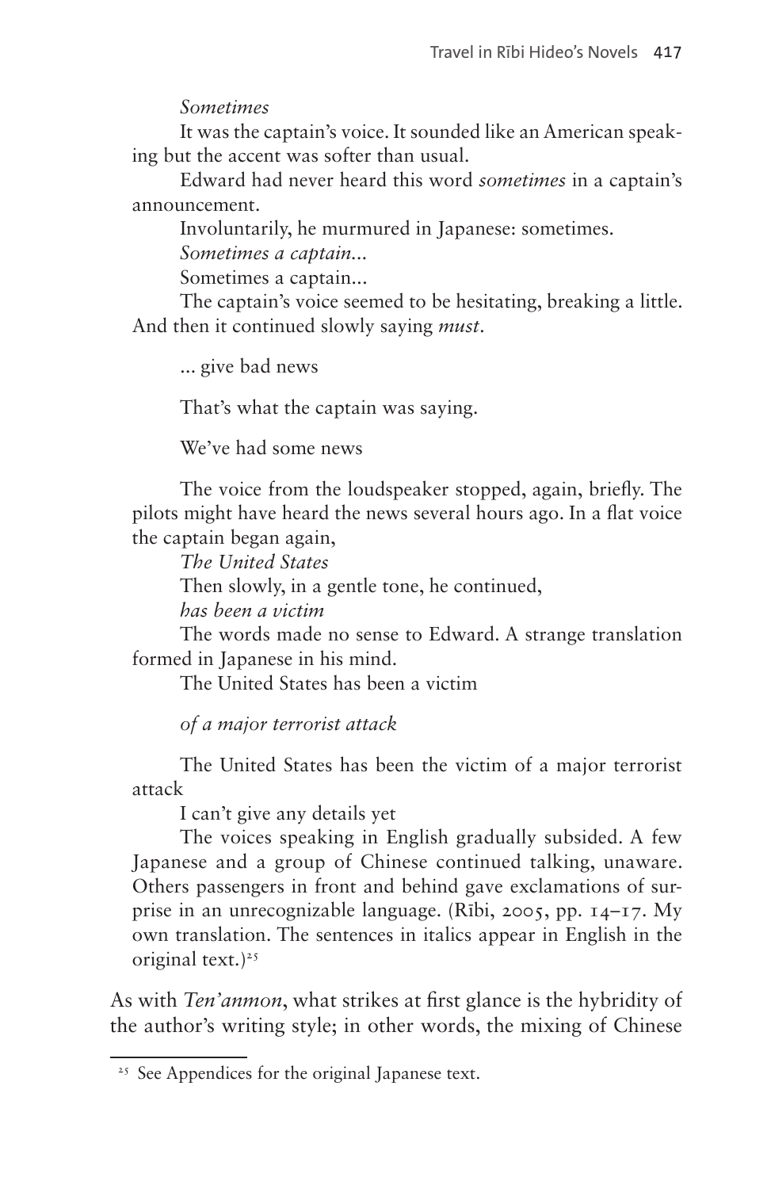*Sometimes*

It was the captain's voice. It sounded like an American speaking but the accent was softer than usual.

Edward had never heard this word *sometimes* in a captain's announcement.

Involuntarily, he murmured in Japanese: sometimes.

*Sometimes a captain...*

Sometimes a captain...

The captain's voice seemed to be hesitating, breaking a little. And then it continued slowly saying *must*.

... give bad news

That's what the captain was saying.

We've had some news

The voice from the loudspeaker stopped, again, briefly. The pilots might have heard the news several hours ago. In a flat voice the captain began again,

*The United States*

Then slowly, in a gentle tone, he continued,

*has been a victim*

The words made no sense to Edward. A strange translation formed in Japanese in his mind.

The United States has been a victim

*of a major terrorist attack*

The United States has been the victim of a major terrorist attack

I can't give any details yet

The voices speaking in English gradually subsided. A few Japanese and a group of Chinese continued talking, unaware. Others passengers in front and behind gave exclamations of surprise in an unrecognizable language. (Rībi, 2005, pp. 14–17. My own translation. The sentences in italics appear in English in the original text.)[25]

As with *Ten'anmon*, what strikes at first glance is the hybridity of the author's writing style; in other words, the mixing of Chinese

[25] See Appendices for the original Japanese text.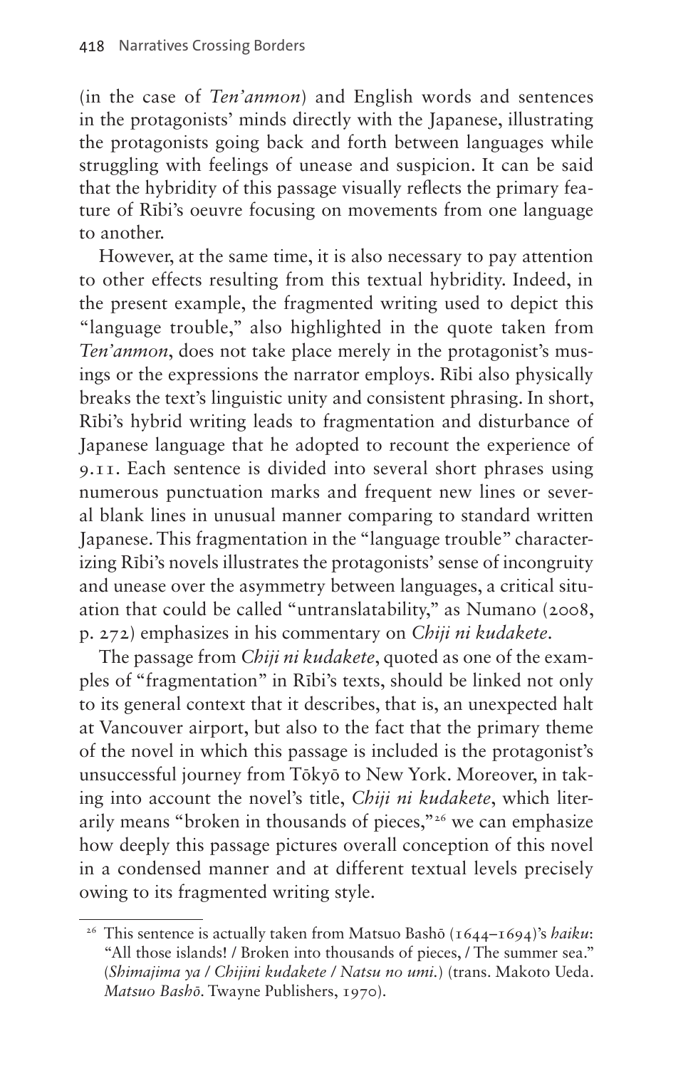(in the case of *Ten'anmon*) and English words and sentences in the protagonists' minds directly with the Japanese, illustrating the protagonists going back and forth between languages while struggling with feelings of unease and suspicion. It can be said that the hybridity of this passage visually reflects the primary feature of Rībi's oeuvre focusing on movements from one language to another.

However, at the same time, it is also necessary to pay attention to other effects resulting from this textual hybridity. Indeed, in the present example, the fragmented writing used to depict this "language trouble," also highlighted in the quote taken from *Ten'anmon*, does not take place merely in the protagonist's musings or the expressions the narrator employs. Rībi also physically breaks the text's linguistic unity and consistent phrasing. In short, Rībi's hybrid writing leads to fragmentation and disturbance of Japanese language that he adopted to recount the experience of 9.11. Each sentence is divided into several short phrases using numerous punctuation marks and frequent new lines or several blank lines in unusual manner comparing to standard written Japanese. This fragmentation in the "language trouble" characterizing Rībi's novels illustrates the protagonists' sense of incongruity and unease over the asymmetry between languages, a critical situation that could be called "untranslatability," as Numano (2008, p. 272) emphasizes in his commentary on *Chiji ni kudakete*.

The passage from *Chiji ni kudakete*, quoted as one of the examples of "fragmentation" in Rībi's texts, should be linked not only to its general context that it describes, that is, an unexpected halt at Vancouver airport, but also to the fact that the primary theme of the novel in which this passage is included is the protagonist's unsuccessful journey from Tōkyō to New York. Moreover, in taking into account the novel's title, *Chiji ni kudakete*, which literarily means "broken in thousands of pieces,"[26] we can emphasize how deeply this passage pictures overall conception of this novel in a condensed manner and at different textual levels precisely owing to its fragmented writing style.

[26] This sentence is actually taken from Matsuo Bashō (1644–1694)'s *haiku*: "All those islands! / Broken into thousands of pieces, / The summer sea." (*Shimajima ya / Chijini kudakete / Natsu no umi.*) (trans. Makoto Ueda. *Matsuo Bashō*. Twayne Publishers, 1970).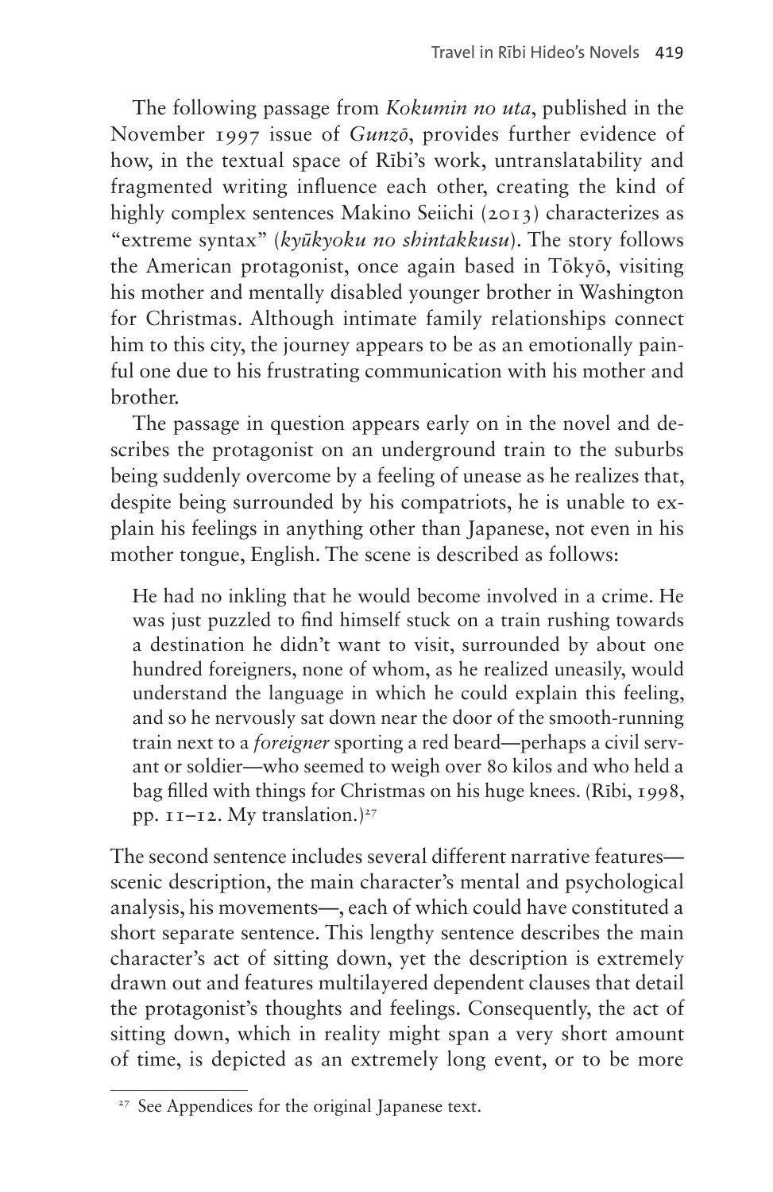The following passage from *Kokumin no uta*, published in the November 1997 issue of *Gunzō*, provides further evidence of how, in the textual space of Rībi's work, untranslatability and fragmented writing influence each other, creating the kind of highly complex sentences Makino Seiichi (2013) characterizes as "extreme syntax" (*kyūkyoku no shintakkusu*). The story follows the American protagonist, once again based in Tōkyō, visiting his mother and mentally disabled younger brother in Washington for Christmas. Although intimate family relationships connect him to this city, the journey appears to be as an emotionally painful one due to his frustrating communication with his mother and brother.

The passage in question appears early on in the novel and describes the protagonist on an underground train to the suburbs being suddenly overcome by a feeling of unease as he realizes that, despite being surrounded by his compatriots, he is unable to explain his feelings in anything other than Japanese, not even in his mother tongue, English. The scene is described as follows:

> He had no inkling that he would become involved in a crime. He was just puzzled to find himself stuck on a train rushing towards a destination he didn't want to visit, surrounded by about one hundred foreigners, none of whom, as he realized uneasily, would understand the language in which he could explain this feeling, and so he nervously sat down near the door of the smooth-running train next to a *foreigner* sporting a red beard—perhaps a civil servant or soldier—who seemed to weigh over 80 kilos and who held a bag filled with things for Christmas on his huge knees. (Rībi, 1998, pp. 11–12. My translation.)[27]

The second sentence includes several different narrative features—scenic description, the main character's mental and psychological analysis, his movements—, each of which could have constituted a short separate sentence. This lengthy sentence describes the main character's act of sitting down, yet the description is extremely drawn out and features multilayered dependent clauses that detail the protagonist's thoughts and feelings. Consequently, the act of sitting down, which in reality might span a very short amount of time, is depicted as an extremely long event, or to be more

[27] See Appendices for the original Japanese text.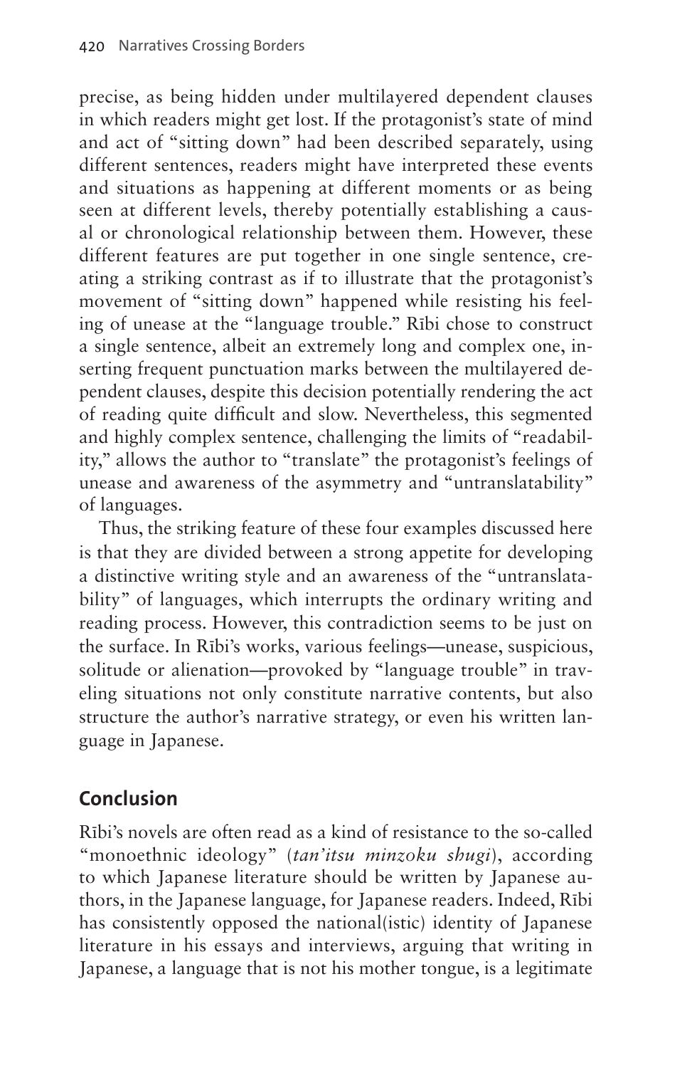precise, as being hidden under multilayered dependent clauses in which readers might get lost. If the protagonist's state of mind and act of "sitting down" had been described separately, using different sentences, readers might have interpreted these events and situations as happening at different moments or as being seen at different levels, thereby potentially establishing a causal or chronological relationship between them. However, these different features are put together in one single sentence, creating a striking contrast as if to illustrate that the protagonist's movement of "sitting down" happened while resisting his feeling of unease at the "language trouble." Rībi chose to construct a single sentence, albeit an extremely long and complex one, inserting frequent punctuation marks between the multilayered dependent clauses, despite this decision potentially rendering the act of reading quite difficult and slow. Nevertheless, this segmented and highly complex sentence, challenging the limits of "readability," allows the author to "translate" the protagonist's feelings of unease and awareness of the asymmetry and "untranslatability" of languages.

Thus, the striking feature of these four examples discussed here is that they are divided between a strong appetite for developing a distinctive writing style and an awareness of the "untranslatability" of languages, which interrupts the ordinary writing and reading process. However, this contradiction seems to be just on the surface. In Rībi's works, various feelings—unease, suspicious, solitude or alienation—provoked by "language trouble" in traveling situations not only constitute narrative contents, but also structure the author's narrative strategy, or even his written language in Japanese.

## Conclusion

Rībi's novels are often read as a kind of resistance to the so-called "monoethnic ideology" (*tan'itsu minzoku shugi*), according to which Japanese literature should be written by Japanese authors, in the Japanese language, for Japanese readers. Indeed, Rībi has consistently opposed the national(istic) identity of Japanese literature in his essays and interviews, arguing that writing in Japanese, a language that is not his mother tongue, is a legitimate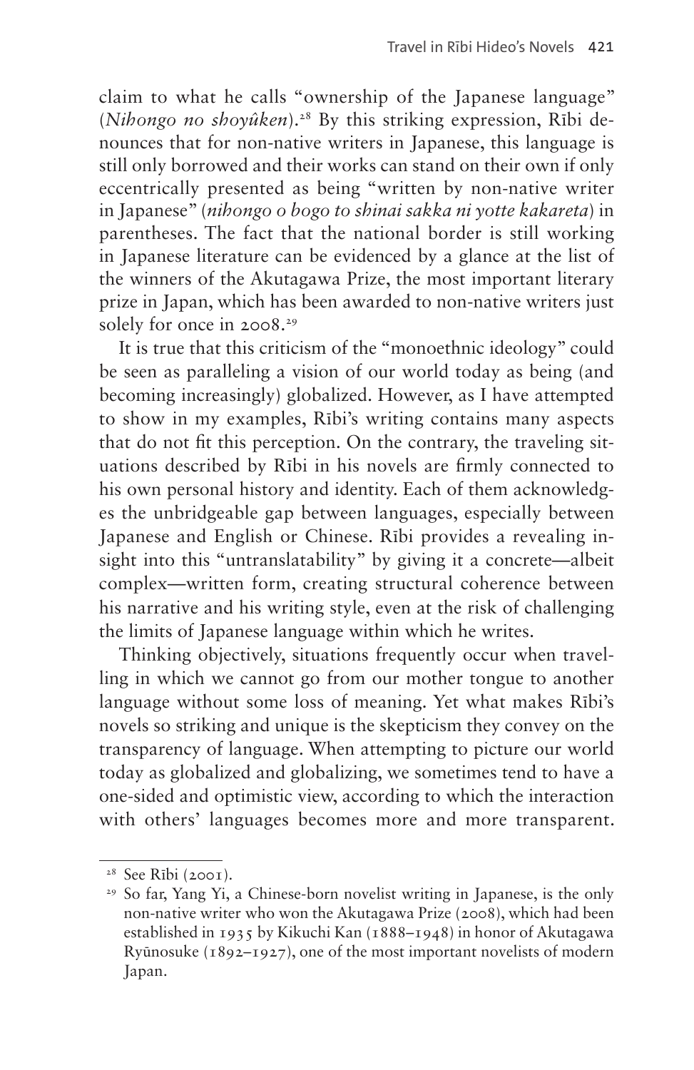claim to what he calls "ownership of the Japanese language" (*Nihongo no shoyûken*).[28] By this striking expression, Rībi denounces that for non-native writers in Japanese, this language is still only borrowed and their works can stand on their own if only eccentrically presented as being "written by non-native writer in Japanese" (*nihongo o bogo to shinai sakka ni yotte kakareta*) in parentheses. The fact that the national border is still working in Japanese literature can be evidenced by a glance at the list of the winners of the Akutagawa Prize, the most important literary prize in Japan, which has been awarded to non-native writers just solely for once in 2008.[29]

It is true that this criticism of the "monoethnic ideology" could be seen as paralleling a vision of our world today as being (and becoming increasingly) globalized. However, as I have attempted to show in my examples, Rībi's writing contains many aspects that do not fit this perception. On the contrary, the traveling situations described by Rībi in his novels are firmly connected to his own personal history and identity. Each of them acknowledges the unbridgeable gap between languages, especially between Japanese and English or Chinese. Rībi provides a revealing insight into this "untranslatability" by giving it a concrete—albeit complex—written form, creating structural coherence between his narrative and his writing style, even at the risk of challenging the limits of Japanese language within which he writes.

Thinking objectively, situations frequently occur when travelling in which we cannot go from our mother tongue to another language without some loss of meaning. Yet what makes Rībi's novels so striking and unique is the skepticism they convey on the transparency of language. When attempting to picture our world today as globalized and globalizing, we sometimes tend to have a one-sided and optimistic view, according to which the interaction with others' languages becomes more and more transparent.

---

[28] See Rībi (2001).

[29] So far, Yang Yi, a Chinese-born novelist writing in Japanese, is the only non-native writer who won the Akutagawa Prize (2008), which had been established in 1935 by Kikuchi Kan (1888–1948) in honor of Akutagawa Ryūnosuke (1892–1927), one of the most important novelists of modern Japan.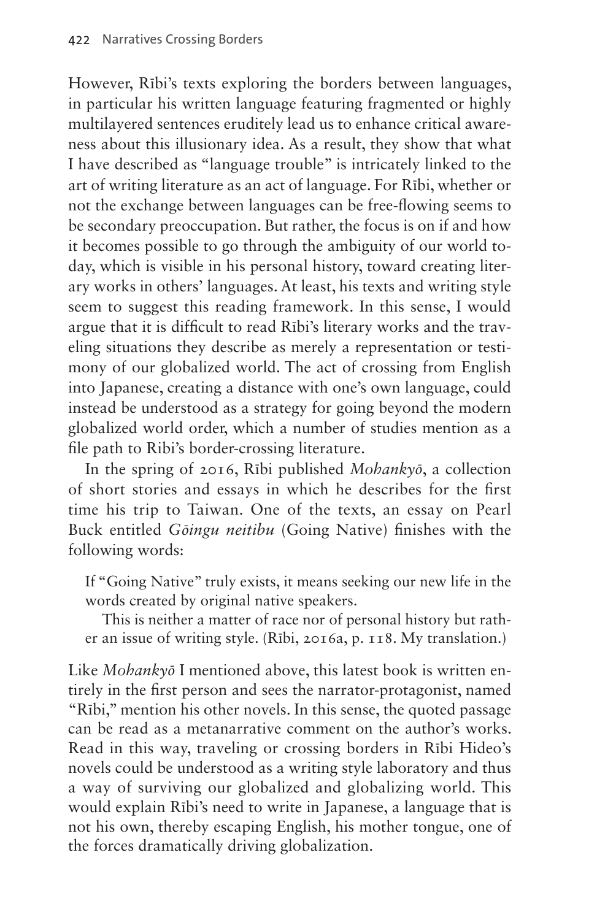However, Rībi's texts exploring the borders between languages, in particular his written language featuring fragmented or highly multilayered sentences eruditely lead us to enhance critical awareness about this illusionary idea. As a result, they show that what I have described as "language trouble" is intricately linked to the art of writing literature as an act of language. For Rībi, whether or not the exchange between languages can be free-flowing seems to be secondary preoccupation. But rather, the focus is on if and how it becomes possible to go through the ambiguity of our world today, which is visible in his personal history, toward creating literary works in others' languages. At least, his texts and writing style seem to suggest this reading framework. In this sense, I would argue that it is difficult to read Rībi's literary works and the traveling situations they describe as merely a representation or testimony of our globalized world. The act of crossing from English into Japanese, creating a distance with one's own language, could instead be understood as a strategy for going beyond the modern globalized world order, which a number of studies mention as a file path to Ribi's border-crossing literature.

In the spring of 2016, Rībi published *Mohankyō*, a collection of short stories and essays in which he describes for the first time his trip to Taiwan. One of the texts, an essay on Pearl Buck entitled *Gōingu neitibu* (Going Native) finishes with the following words:

> If "Going Native" truly exists, it means seeking our new life in the words created by original native speakers.
>
> This is neither a matter of race nor of personal history but rather an issue of writing style. (Rībi, 2016a, p. 118. My translation.)

Like *Mohankyō* I mentioned above, this latest book is written entirely in the first person and sees the narrator-protagonist, named "Rībi," mention his other novels. In this sense, the quoted passage can be read as a metanarrative comment on the author's works. Read in this way, traveling or crossing borders in Rībi Hideo's novels could be understood as a writing style laboratory and thus a way of surviving our globalized and globalizing world. This would explain Rībi's need to write in Japanese, a language that is not his own, thereby escaping English, his mother tongue, one of the forces dramatically driving globalization.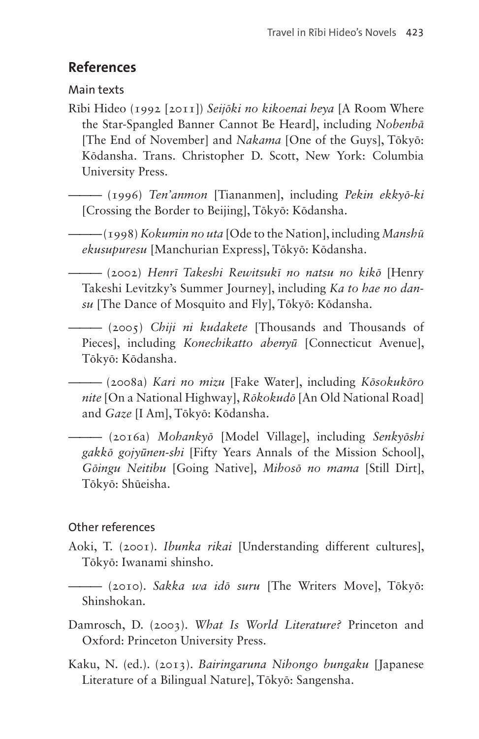## References

### Main texts

Rībi Hideo (1992 [2011]) *Seijōki no kikoenai heya* [A Room Where the Star-Spangled Banner Cannot Be Heard], including *Nobenbā* [The End of November] and *Nakama* [One of the Guys], Tōkyō: Kōdansha. Trans. Christopher D. Scott, New York: Columbia University Press.

——— (1996) *Ten'anmon* [Tiananmen], including *Pekin ekkyō-ki* [Crossing the Border to Beijing], Tōkyō: Kōdansha.

———(1998) *Kokumin no uta* [Ode to the Nation], including *Manshū ekusupuresu* [Manchurian Express], Tōkyō: Kōdansha.

——— (2002) *Henrī Takeshi Rewitsukī no natsu no kikō* [Henry Takeshi Levitzky's Summer Journey], including *Ka to hae no dansu* [The Dance of Mosquito and Fly], Tōkyō: Kōdansha.

——— (2005) *Chiji ni kudakete* [Thousands and Thousands of Pieces], including *Konechikatto abenyū* [Connecticut Avenue], Tōkyō: Kōdansha.

——— (2008a) *Kari no mizu* [Fake Water], including *Kōsokukōro nite* [On a National Highway], *Rōkokudō* [An Old National Road] and *Gaze* [I Am], Tōkyō: Kōdansha.

——— (2016a) *Mohankyō* [Model Village], including *Senkyōshi gakkō gojyūnen-shi* [Fifty Years Annals of the Mission School], *Gōingu Neitibu* [Going Native], *Mihosō no mama* [Still Dirt], Tōkyō: Shūeisha.

### Other references

Aoki, T. (2001). *Ibunka rikai* [Understanding different cultures], Tōkyō: Iwanami shinsho.

——— (2010). *Sakka wa idō suru* [The Writers Move], Tōkyō: Shinshokan.

Damrosch, D. (2003). *What Is World Literature?* Princeton and Oxford: Princeton University Press.

Kaku, N. (ed.). (2013). *Bairingaruna Nihongo bungaku* [Japanese Literature of a Bilingual Nature], Tōkyō: Sangensha.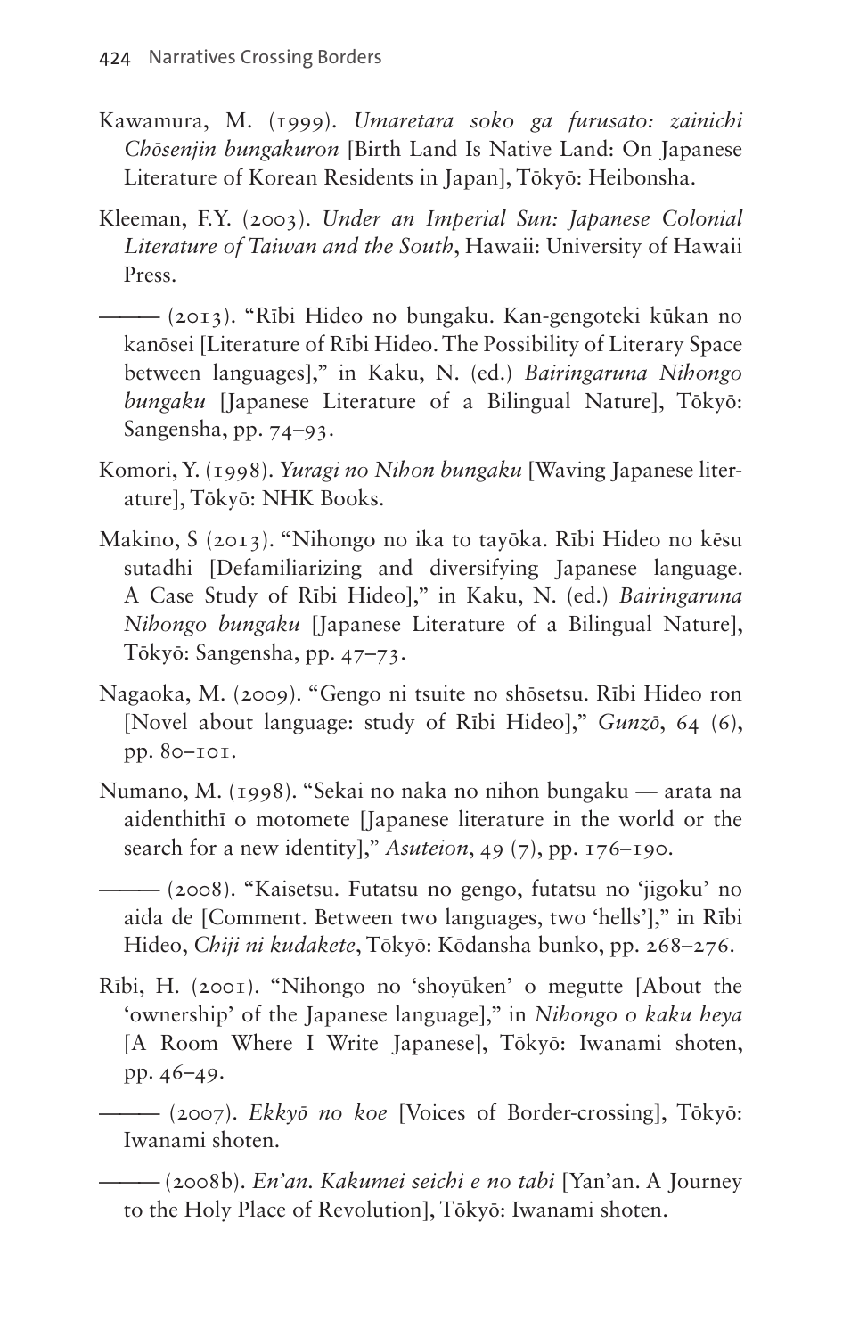Kawamura, M. (1999). *Umaretara soko ga furusato: zainichi Chōsenjin bungakuron* [Birth Land Is Native Land: On Japanese Literature of Korean Residents in Japan], Tōkyō: Heibonsha.

Kleeman, F.Y. (2003). *Under an Imperial Sun: Japanese Colonial Literature of Taiwan and the South*, Hawaii: University of Hawaii Press.

——— (2013). "Rībi Hideo no bungaku. Kan-gengoteki kūkan no kanōsei [Literature of Rībi Hideo. The Possibility of Literary Space between languages]," in Kaku, N. (ed.) *Bairingaruna Nihongo bungaku* [Japanese Literature of a Bilingual Nature], Tōkyō: Sangensha, pp. 74–93.

Komori, Y. (1998). *Yuragi no Nihon bungaku* [Waving Japanese literature], Tōkyō: NHK Books.

Makino, S (2013). "Nihongo no ika to tayōka. Rībi Hideo no kēsu sutadhi [Defamiliarizing and diversifying Japanese language. A Case Study of Rībi Hideo]," in Kaku, N. (ed.) *Bairingaruna Nihongo bungaku* [Japanese Literature of a Bilingual Nature], Tōkyō: Sangensha, pp. 47–73.

Nagaoka, M. (2009). "Gengo ni tsuite no shōsetsu. Rībi Hideo ron [Novel about language: study of Rībi Hideo]," *Gunzō*, 64 (6), pp. 80–101.

Numano, M. (1998). "Sekai no naka no nihon bungaku — arata na aidenthithī o motomete [Japanese literature in the world or the search for a new identity]," *Asuteion*, 49 (7), pp. 176–190.

——— (2008). "Kaisetsu. Futatsu no gengo, futatsu no 'jigoku' no aida de [Comment. Between two languages, two 'hells']," in Rībi Hideo, *Chiji ni kudakete*, Tōkyō: Kōdansha bunko, pp. 268–276.

Rībi, H. (2001). "Nihongo no 'shoyūken' o megutte [About the 'ownership' of the Japanese language]," in *Nihongo o kaku heya* [A Room Where I Write Japanese], Tōkyō: Iwanami shoten, pp. 46–49.

——— (2007). *Ekkyō no koe* [Voices of Border-crossing], Tōkyō: Iwanami shoten.

——— (2008b). *En'an. Kakumei seichi e no tabi* [Yan'an. A Journey to the Holy Place of Revolution], Tōkyō: Iwanami shoten.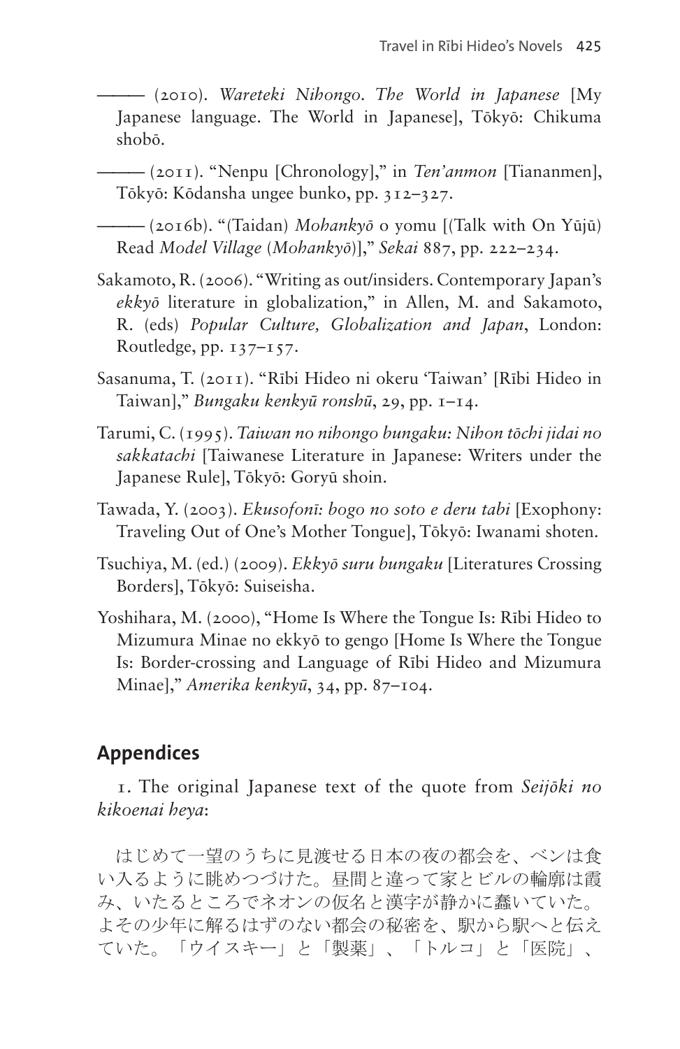——— (2010). *Wareteki Nihongo. The World in Japanese* [My Japanese language. The World in Japanese], Tōkyō: Chikuma shobō.

——— (2011). "Nenpu [Chronology]," in *Ten'anmon* [Tiananmen], Tōkyō: Kōdansha ungee bunko, pp. 312–327.

——— (2016b). "(Taidan) *Mohankyō* o yomu [(Talk with On Yūjū) Read *Model Village* (*Mohankyō*)]," *Sekai* 887, pp. 222–234.

Sakamoto, R. (2006). "Writing as out/insiders. Contemporary Japan's *ekkyō* literature in globalization," in Allen, M. and Sakamoto, R. (eds) *Popular Culture, Globalization and Japan*, London: Routledge, pp. 137–157.

Sasanuma, T. (2011). "Rībi Hideo ni okeru 'Taiwan' [Rībi Hideo in Taiwan]," *Bungaku kenkyū ronshū*, 29, pp. 1–14.

Tarumi, C. (1995). *Taiwan no nihongo bungaku: Nihon tōchi jidai no sakkatachi* [Taiwanese Literature in Japanese: Writers under the Japanese Rule], Tōkyō: Goryū shoin.

Tawada, Y. (2003). *Ekusofonī: bogo no soto e deru tabi* [Exophony: Traveling Out of One's Mother Tongue], Tōkyō: Iwanami shoten.

Tsuchiya, M. (ed.) (2009). *Ekkyō suru bungaku* [Literatures Crossing Borders], Tōkyō: Suiseisha.

Yoshihara, M. (2000), "Home Is Where the Tongue Is: Rībi Hideo to Mizumura Minae no ekkyō to gengo [Home Is Where the Tongue Is: Border-crossing and Language of Rībi Hideo and Mizumura Minae]," *Amerika kenkyū*, 34, pp. 87–104.

## Appendices

1. The original Japanese text of the quote from *Seijōki no kikoenai heya*:

はじめて一望のうちに見渡せる日本の夜の都会を、ベンは食い入るように眺めつづけた。昼間と違って家とビルの輪廓は霞み、いたるところでネオンの仮名と漢字が静かに蠢いていた。よその少年に解るはずのない都会の秘密を、駅から駅へと伝えていた。「ウイスキー」と「製薬」、「トルコ」と「医院」、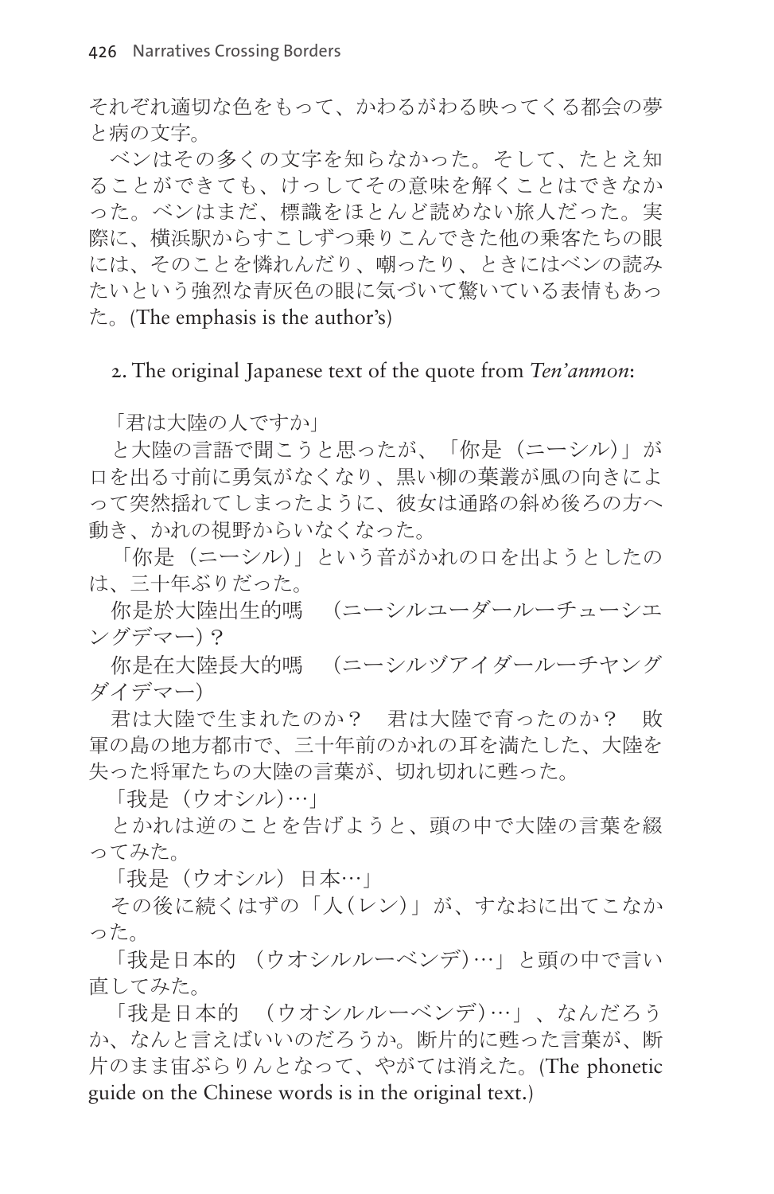それぞれ適切な色をもって、かわるがわる映ってくる都会の夢と病の文字。

ベンはその多くの文字を知らなかった。そして、たとえ知ることができても、けっしてその意味を解くことはできなかった。ベンはまだ、標識をほとんど読めない旅人だった。実際に、横浜駅からすこしずつ乗りこんできた他の乗客たちの眼には、そのことを憐れんだり、嘲ったり、ときにはベンの読みたいという強烈な青灰色の眼に気づいて驚いている表情もあった。(The emphasis is the author's)

2. The original Japanese text of the quote from *Ten'anmon*:

「君は大陸の人ですか」

と大陸の言語で聞こうと思ったが、「你是（ニーシル）」が口を出る寸前に勇気がなくなり、黒い柳の葉叢が風の向きによって突然揺れてしまったように、彼女は通路の斜め後ろの方へ動き、かれの視野からいなくなった。

「你是（ニーシル）」という音がかれの口を出ようとしたのは、三十年ぶりだった。

你是於大陸出生的嗎　（ニーシルユーダールーチューシエングデマー）？

你是在大陸長大的嗎　（ニーシルヅアイダールーチヤングダイデマー）

君は大陸で生まれたのか？　君は大陸で育ったのか？　敗軍の島の地方都市で、三十年前のかれの耳を満たした、大陸を失った将軍たちの大陸の言葉が、切れ切れに甦った。

「我是（ウオシル）…」

とかれは逆のことを告げようと、頭の中で大陸の言葉を綴ってみた。

「我是（ウオシル）日本…」

その後に続くはずの「人（レン）」が、すなおに出てこなかった。

「我是日本的（ウオシルルーベンデ）…」と頭の中で言い直してみた。

「我是日本的　（ウオシルルーベンデ）…」、なんだろうか、なんと言えばいいのだろうか。断片的に甦った言葉が、断片のまま宙ぶらりんとなって、やがては消えた。(The phonetic guide on the Chinese words is in the original text.)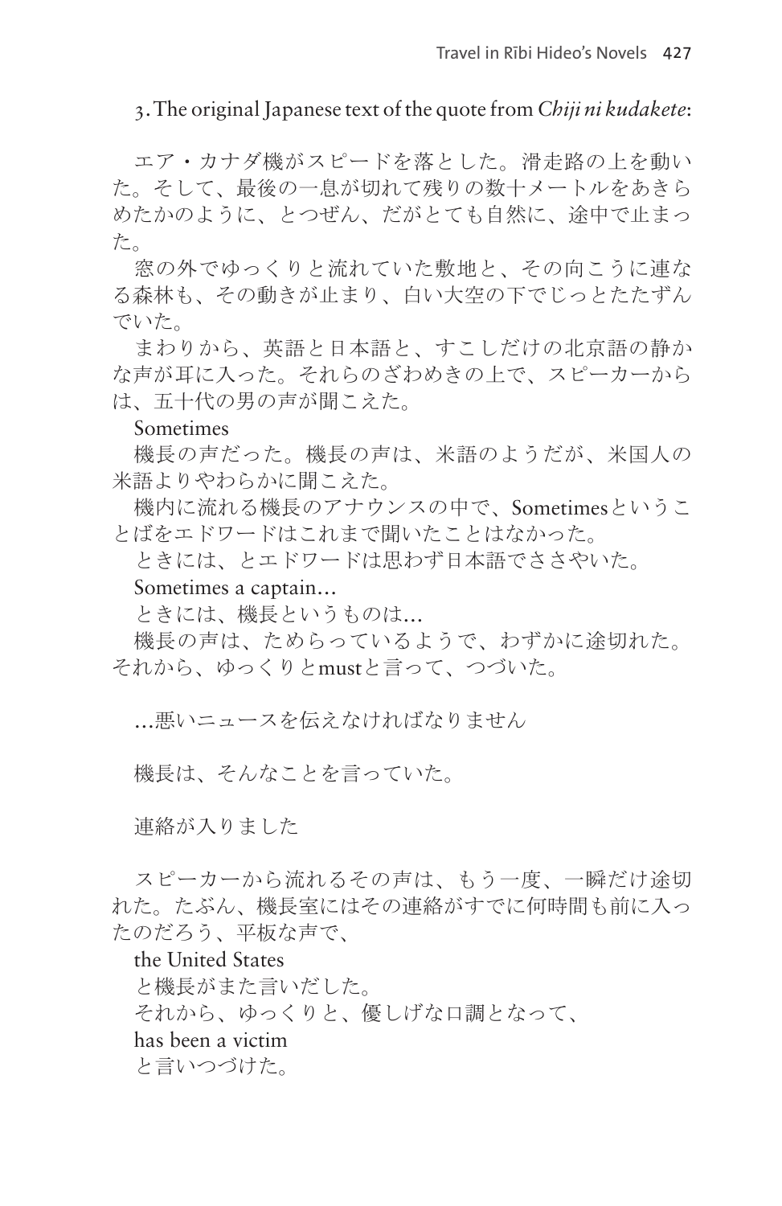3. The original Japanese text of the quote from *Chiji ni kudakete*:

エア・カナダ機がスピードを落とした。滑走路の上を動いた。そして、最後の一息が切れて残りの数十メートルをあきらめたかのように、とつぜん、だがとても自然に、途中で止まった。

窓の外でゆっくりと流れていた敷地と、その向こうに連なる森林も、その動きが止まり、白い大空の下でじっとたたずんでいた。

まわりから、英語と日本語と、すこしだけの北京語の静かな声が耳に入った。それらのざわめきの上で、スピーカーからは、五十代の男の声が聞こえた。

Sometimes

機長の声だった。機長の声は、米語のようだが、米国人の米語よりやわらかに聞こえた。

機内に流れる機長のアナウンスの中で、Sometimesということばをエドワードはこれまで聞いたことはなかった。

ときには、とエドワードは思わず日本語でささやいた。

Sometimes a captain…

ときには、機長というものは…

機長の声は、ためらっているようで、わずかに途切れた。それから、ゆっくりとmustと言って、つづいた。

…悪いニュースを伝えなければなりません

機長は、そんなことを言っていた。

連絡が入りました

スピーカーから流れるその声は、もう一度、一瞬だけ途切れた。たぶん、機長室にはその連絡がすでに何時間も前に入ったのだろう、平板な声で、

the United States

と機長がまた言いだした。

それから、ゆっくりと、優しげな口調となって、

has been a victim

と言いつづけた。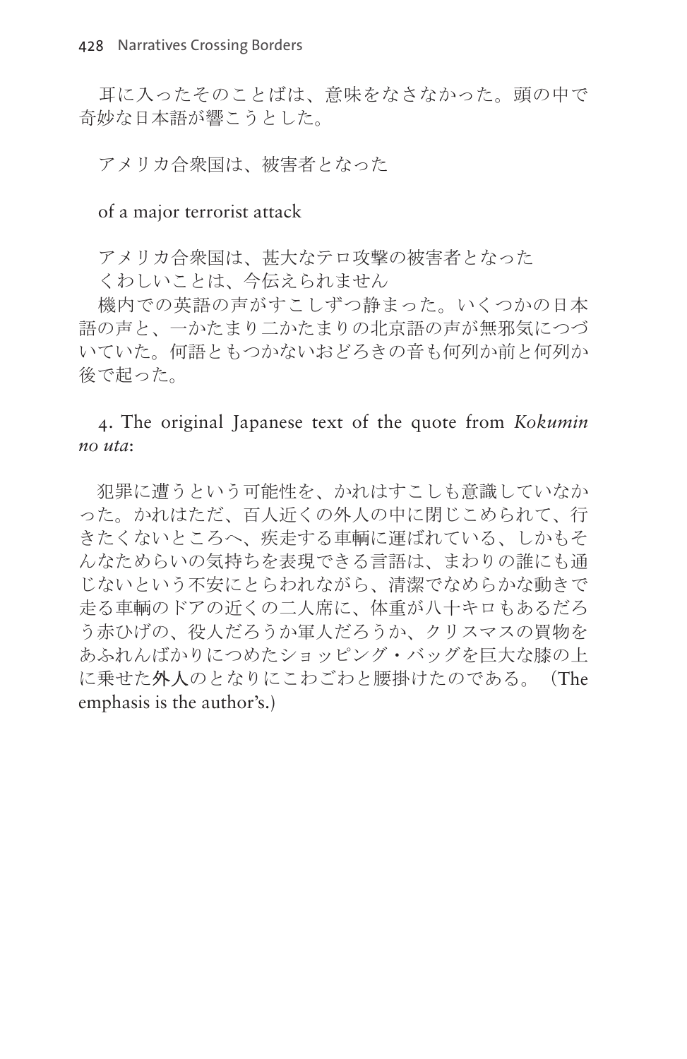耳に入ったそのことばは、意味をなさなかった。頭の中で奇妙な日本語が響こうとした。

アメリカ合衆国は、被害者となった

of a major terrorist attack

アメリカ合衆国は、甚大なテロ攻撃の被害者となった
くわしいことは、今伝えられません
機内での英語の声がすこしずつ静まった。いくつかの日本語の声と、一かたまり二かたまりの北京語の声が無邪気につづいていた。何語ともつかないおどろきの音も何列か前と何列か後で起った。

4. The original Japanese text of the quote from *Kokumin no uta*:

犯罪に遭うという可能性を、かれはすこしも意識していなかった。かれはただ、百人近くの外人の中に閉じこめられて、行きたくないところへ、疾走する車輌に運ばれている、しかもそんなためらいの気持ちを表現できる言語は、まわりの誰にも通じないという不安にとらわれながら、清潔でなめらかな動きで走る車輌のドアの近くの二人席に、体重が八十キロもあるだろう赤ひげの、役人だろうか軍人だろうか、クリスマスの買物をあふれんばかりにつめたショッピング・バッグを巨大な膝の上に乗せた**外人**のとなりにこわごわと腰掛けたのである。（The emphasis is the author's.)